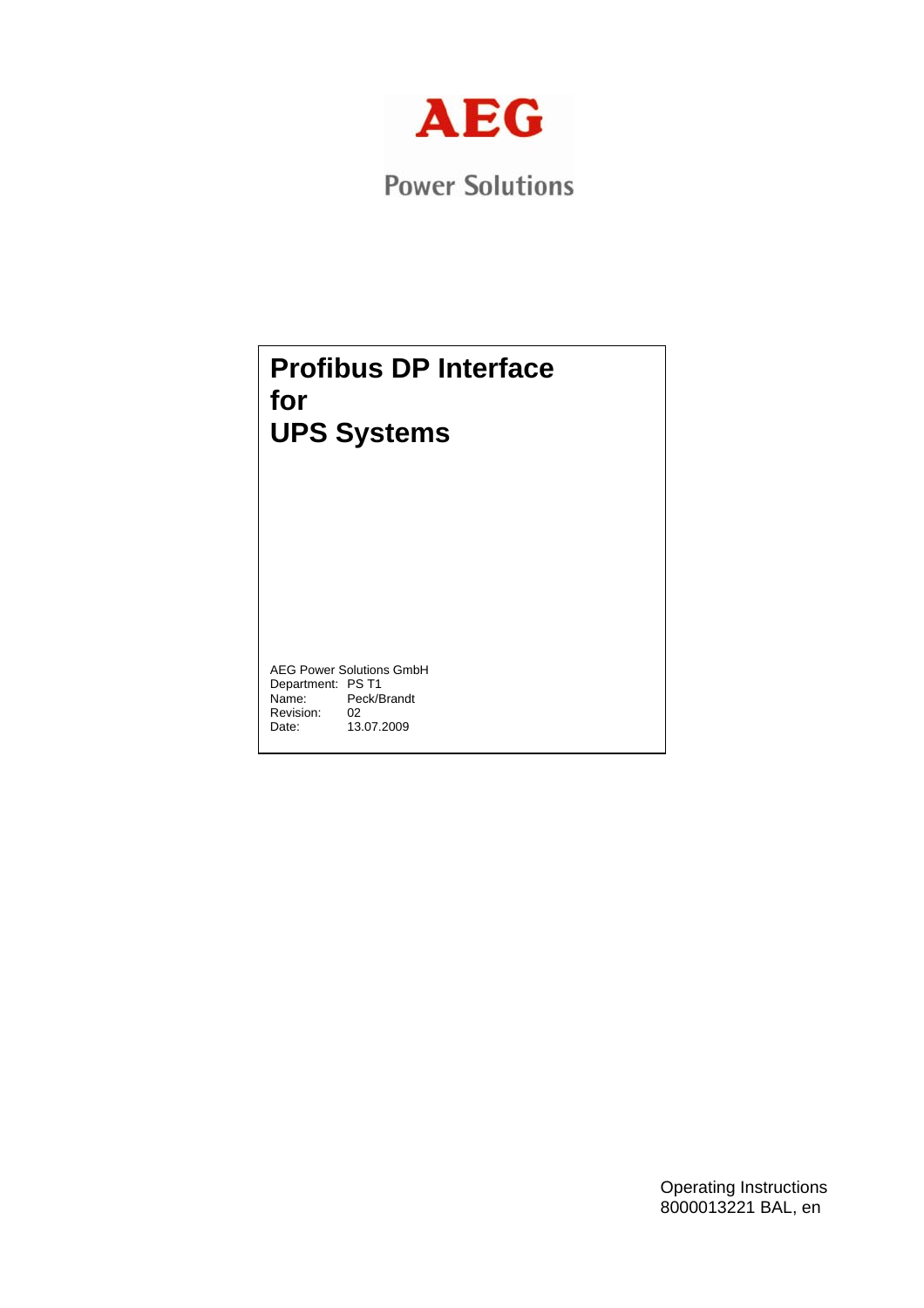AEG

Power Solutions

# Profibus DP Interface for UPS Systems

AEG Power Solutions GmbH
Department: PS T1
Name: Peck/Brandt
Revision: 02
Date: 13.07.2009

Operating Instructions
8000013221 BAL, en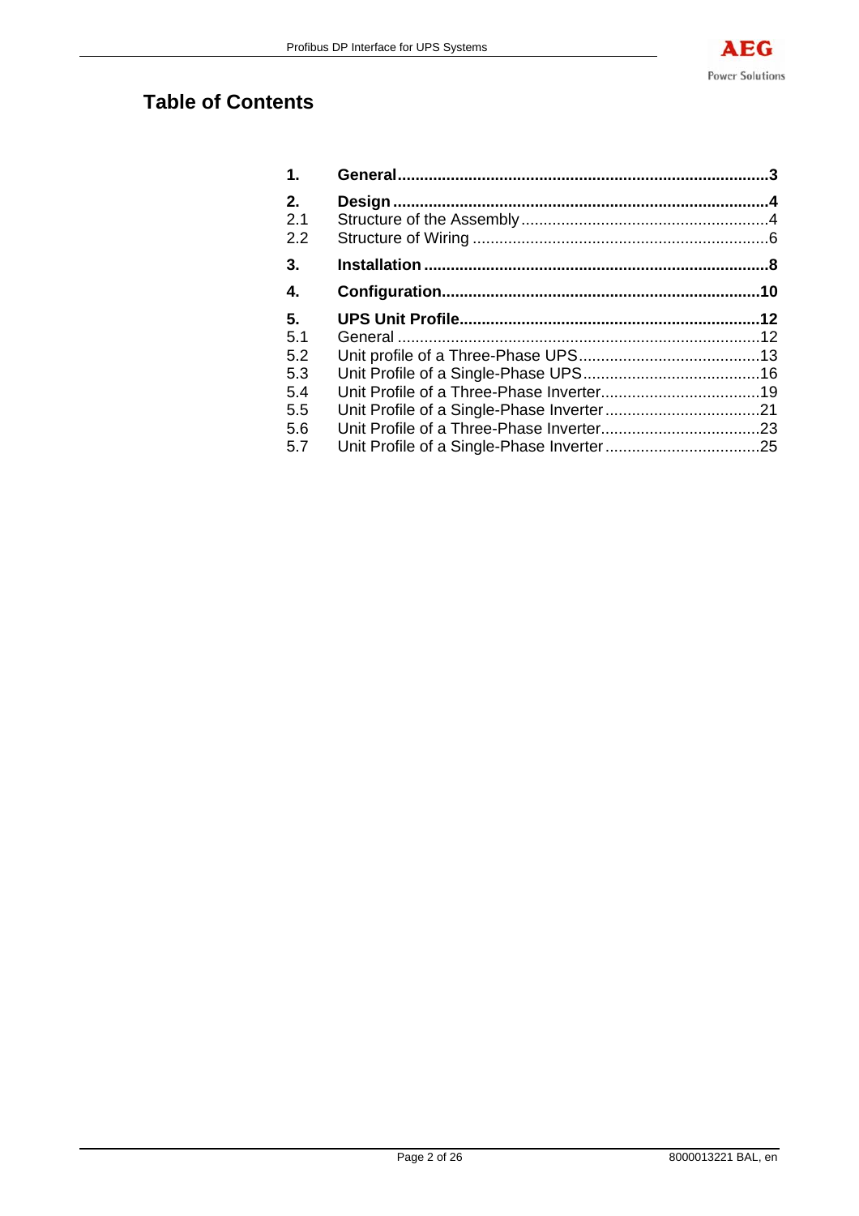# Table of Contents

| | | |
|---|---|---|
| **1.** | **General** | **3** |
| **2.** | **Design** | **4** |
| 2.1 | Structure of the Assembly | 4 |
| 2.2 | Structure of Wiring | 6 |
| **3.** | **Installation** | **8** |
| **4.** | **Configuration** | **10** |
| **5.** | **UPS Unit Profile** | **12** |
| 5.1 | General | 12 |
| 5.2 | Unit profile of a Three-Phase UPS | 13 |
| 5.3 | Unit Profile of a Single-Phase UPS | 16 |
| 5.4 | Unit Profile of a Three-Phase Inverter | 19 |
| 5.5 | Unit Profile of a Single-Phase Inverter | 21 |
| 5.6 | Unit Profile of a Three-Phase Inverter | 23 |
| 5.7 | Unit Profile of a Single-Phase Inverter | 25 |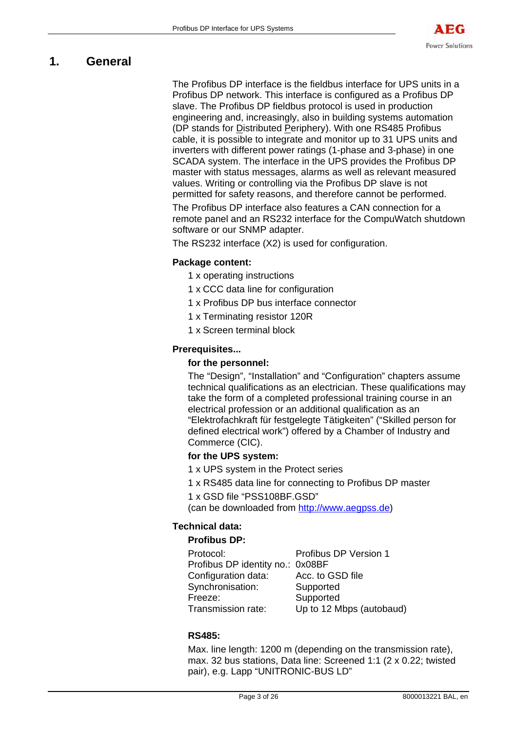# 1. General

The Profibus DP interface is the fieldbus interface for UPS units in a Profibus DP network. This interface is configured as a Profibus DP slave. The Profibus DP fieldbus protocol is used in production engineering and, increasingly, also in building systems automation (DP stands for Distributed Periphery). With one RS485 Profibus cable, it is possible to integrate and monitor up to 31 UPS units and inverters with different power ratings (1-phase and 3-phase) in one SCADA system. The interface in the UPS provides the Profibus DP master with status messages, alarms as well as relevant measured values. Writing or controlling via the Profibus DP slave is not permitted for safety reasons, and therefore cannot be performed.

The Profibus DP interface also features a CAN connection for a remote panel and an RS232 interface for the CompuWatch shutdown software or our SNMP adapter.

The RS232 interface (X2) is used for configuration.

**Package content:**

1 x operating instructions

1 x CCC data line for configuration

1 x Profibus DP bus interface connector

1 x Terminating resistor 120R

1 x Screen terminal block

**Prerequisites...**

**for the personnel:**

The “Design”, “Installation” and “Configuration” chapters assume technical qualifications as an electrician. These qualifications may take the form of a completed professional training course in an electrical profession or an additional qualification as an “Elektrofachkraft für festgelegte Tätigkeiten” (“Skilled person for defined electrical work”) offered by a Chamber of Industry and Commerce (CIC).

**for the UPS system:**

1 x UPS system in the Protect series

1 x RS485 data line for connecting to Profibus DP master

1 x GSD file “PSS108BF.GSD”
(can be downloaded from http://www.aegpss.de)

**Technical data:**

**Profibus DP:**

| | |
|---|---|
| Protocol: | Profibus DP Version 1 |
| Profibus DP identity no.: | 0x08BF |
| Configuration data: | Acc. to GSD file |
| Synchronisation: | Supported |
| Freeze: | Supported |
| Transmission rate: | Up to 12 Mbps (autobaud) |

**RS485:**

Max. line length: 1200 m (depending on the transmission rate), max. 32 bus stations, Data line: Screened 1:1 (2 x 0.22; twisted pair), e.g. Lapp “UNITRONIC-BUS LD”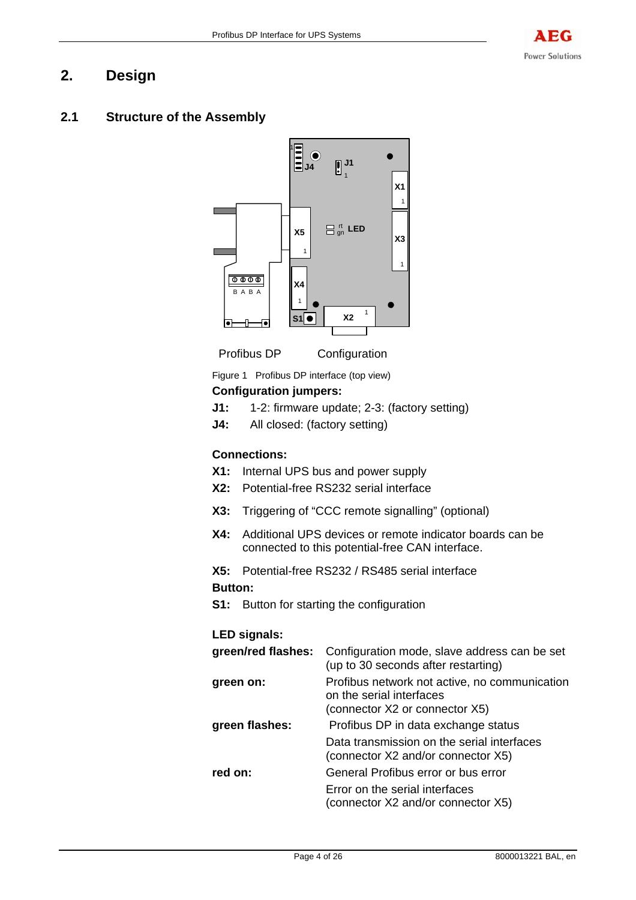# 2. Design

## 2.1 Structure of the Assembly

Profibus DP Configuration

Figure 1 Profibus DP interface (top view)

**Configuration jumpers:**

**J1:** 1-2: firmware update; 2-3: (factory setting)

**J4:** All closed: (factory setting)

**Connections:**

**X1:** Internal UPS bus and power supply

**X2:** Potential-free RS232 serial interface

**X3:** Triggering of "CCC remote signalling" (optional)

**X4:** Additional UPS devices or remote indicator boards can be connected to this potential-free CAN interface.

**X5:** Potential-free RS232 / RS485 serial interface

**Button:**

**S1:** Button for starting the configuration

**LED signals:**

| | |
|---|---|
| **green/red flashes:** | Configuration mode, slave address can be set (up to 30 seconds after restarting) |
| **green on:** | Profibus network not active, no communication on the serial interfaces (connector X2 or connector X5) |
| **green flashes:** | Profibus DP in data exchange status |
| | Data transmission on the serial interfaces (connector X2 and/or connector X5) |
| **red on:** | General Profibus error or bus error |
| | Error on the serial interfaces (connector X2 and/or connector X5) |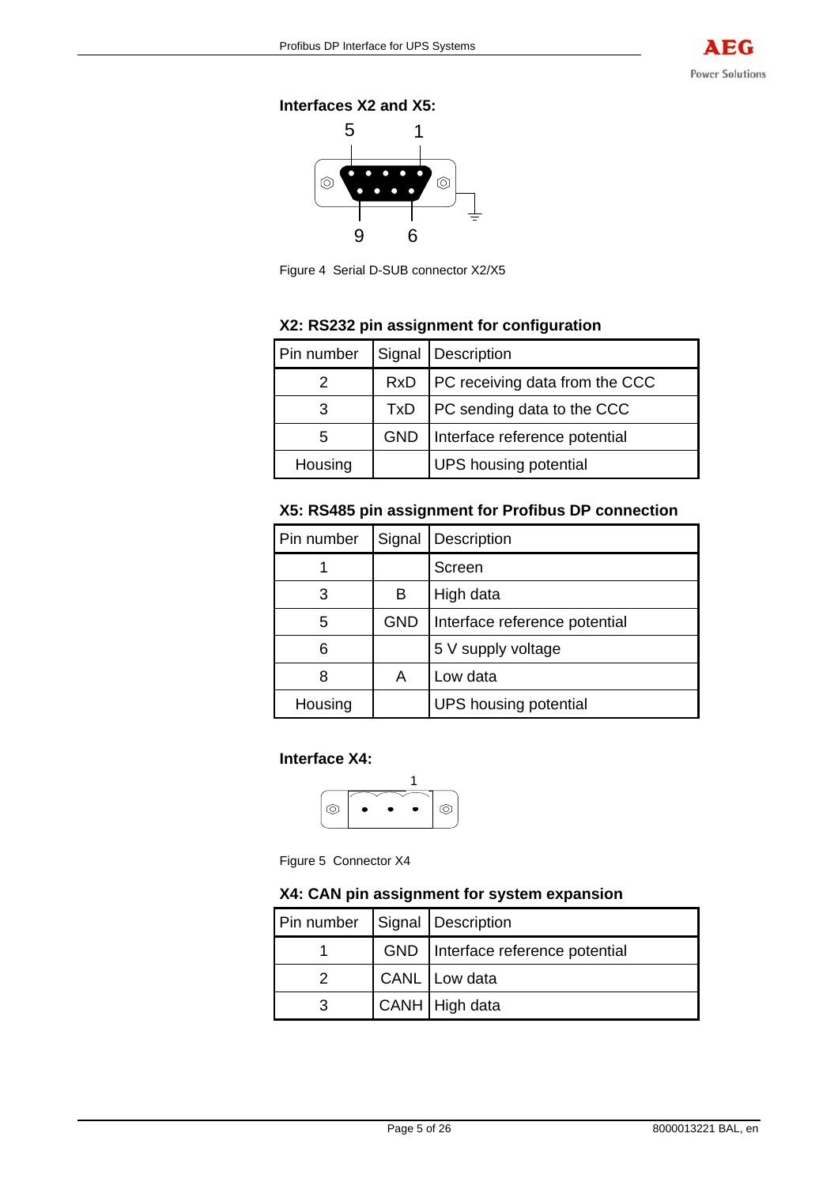**Interfaces X2 and X5:**

Figure 4  Serial D-SUB connector X2/X5

**X2: RS232 pin assignment for configuration**

| Pin number | Signal | Description |
|---|---|---|
| 2 | RxD | PC receiving data from the CCC |
| 3 | TxD | PC sending data to the CCC |
| 5 | GND | Interface reference potential |
| Housing | | UPS housing potential |

**X5: RS485 pin assignment for Profibus DP connection**

| Pin number | Signal | Description |
|---|---|---|
| 1 | | Screen |
| 3 | B | High data |
| 5 | GND | Interface reference potential |
| 6 | | 5 V supply voltage |
| 8 | A | Low data |
| Housing | | UPS housing potential |

**Interface X4:**

Figure 5  Connector X4

**X4: CAN pin assignment for system expansion**

| Pin number | Signal | Description |
|---|---|---|
| 1 | GND | Interface reference potential |
| 2 | CANL | Low data |
| 3 | CANH | High data |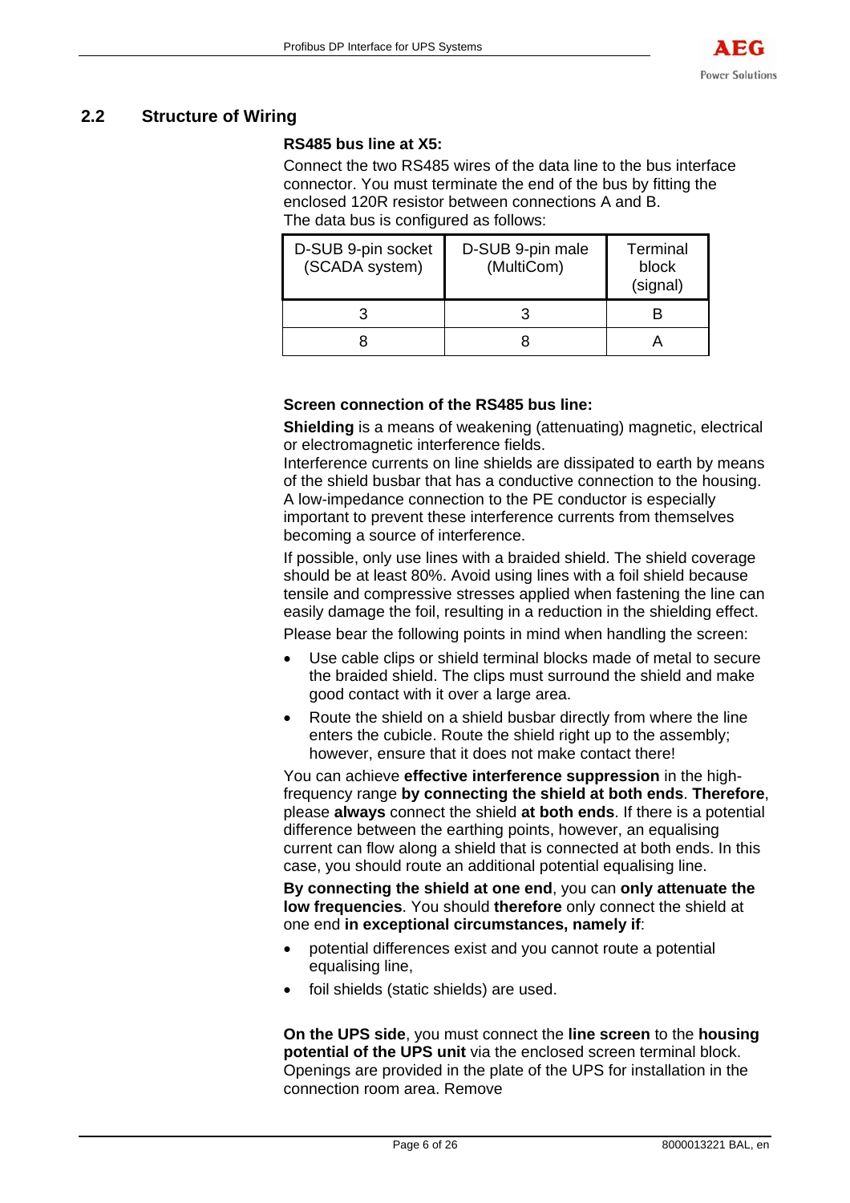## 2.2 Structure of Wiring

**RS485 bus line at X5:**

Connect the two RS485 wires of the data line to the bus interface connector. You must terminate the end of the bus by fitting the enclosed 120R resistor between connections A and B.
The data bus is configured as follows:

| D-SUB 9-pin socket (SCADA system) | D-SUB 9-pin male (MultiCom) | Terminal block (signal) |
|---|---|---|
| 3 | 3 | B |
| 8 | 8 | A |

**Screen connection of the RS485 bus line:**

**Shielding** is a means of weakening (attenuating) magnetic, electrical or electromagnetic interference fields.
Interference currents on line shields are dissipated to earth by means of the shield busbar that has a conductive connection to the housing. A low-impedance connection to the PE conductor is especially important to prevent these interference currents from themselves becoming a source of interference.

If possible, only use lines with a braided shield. The shield coverage should be at least 80%. Avoid using lines with a foil shield because tensile and compressive stresses applied when fastening the line can easily damage the foil, resulting in a reduction in the shielding effect.

Please bear the following points in mind when handling the screen:

- Use cable clips or shield terminal blocks made of metal to secure the braided shield. The clips must surround the shield and make good contact with it over a large area.
- Route the shield on a shield busbar directly from where the line enters the cubicle. Route the shield right up to the assembly; however, ensure that it does not make contact there!

You can achieve **effective interference suppression** in the high-frequency range **by connecting the shield at both ends**. **Therefore**, please **always** connect the shield **at both ends**. If there is a potential difference between the earthing points, however, an equalising current can flow along a shield that is connected at both ends. In this case, you should route an additional potential equalising line.

**By connecting the shield at one end**, you can **only attenuate the low frequencies**. You should **therefore** only connect the shield at one end **in exceptional circumstances, namely if**:

- potential differences exist and you cannot route a potential equalising line,
- foil shields (static shields) are used.

**On the UPS side**, you must connect the **line screen** to the **housing potential of the UPS unit** via the enclosed screen terminal block. Openings are provided in the plate of the UPS for installation in the connection room area. Remove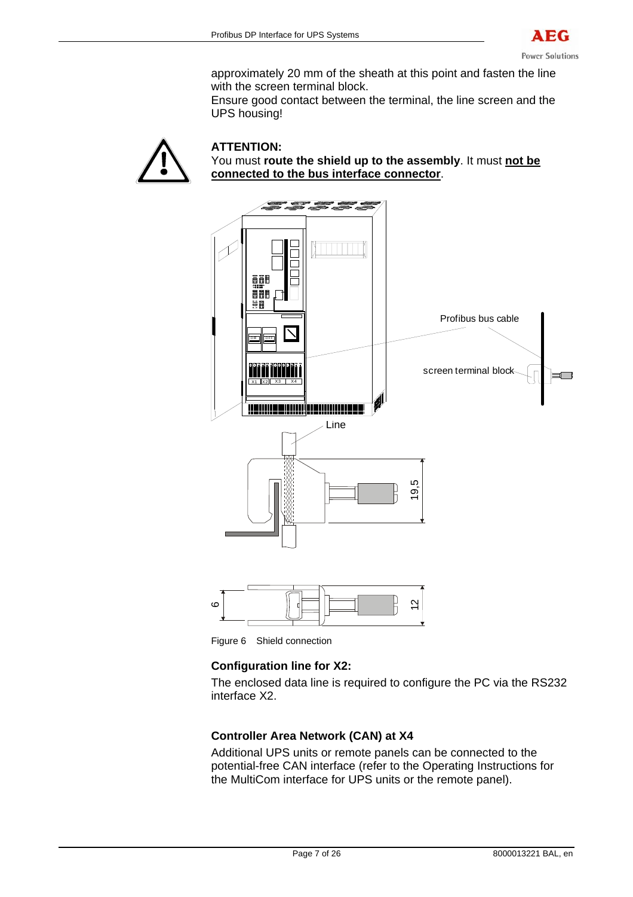approximately 20 mm of the sheath at this point and fasten the line with the screen terminal block.
Ensure good contact between the terminal, the line screen and the UPS housing!

**ATTENTION:**
You must **route the shield up to the assembly**. It must **not be connected to the bus interface connector**.

Figure 6    Shield connection

### Configuration line for X2:

The enclosed data line is required to configure the PC via the RS232 interface X2.

### Controller Area Network (CAN) at X4

Additional UPS units or remote panels can be connected to the potential-free CAN interface (refer to the Operating Instructions for the MultiCom interface for UPS units or the remote panel).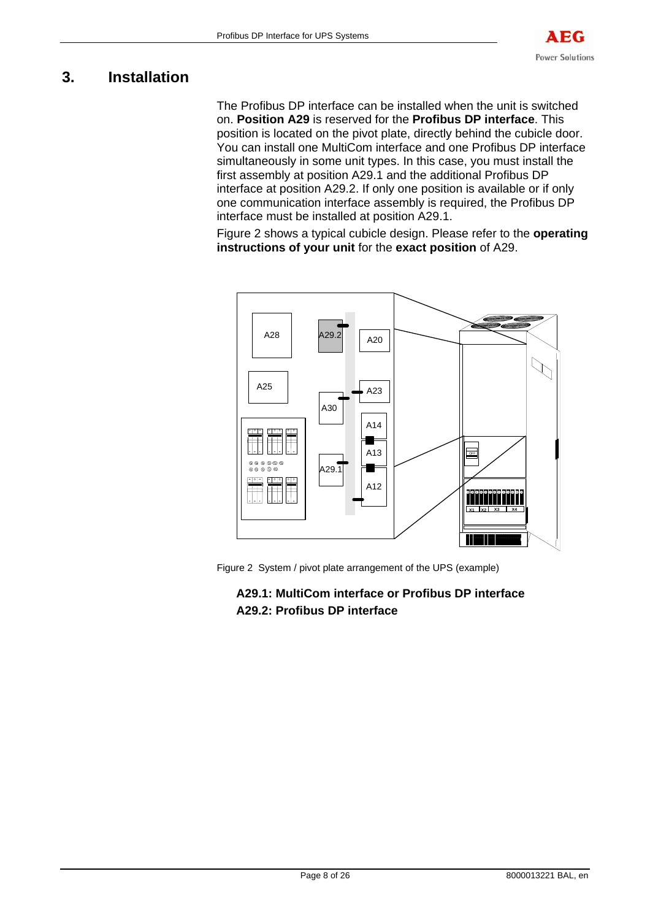# 3. Installation

The Profibus DP interface can be installed when the unit is switched on. **Position A29** is reserved for the **Profibus DP interface**. This position is located on the pivot plate, directly behind the cubicle door. You can install one MultiCom interface and one Profibus DP interface simultaneously in some unit types. In this case, you must install the first assembly at position A29.1 and the additional Profibus DP interface at position A29.2. If only one position is available or if only one communication interface assembly is required, the Profibus DP interface must be installed at position A29.1.

Figure 2 shows a typical cubicle design. Please refer to the **operating instructions of your unit** for the **exact position** of A29.

Figure 2 System / pivot plate arrangement of the UPS (example)

**A29.1: MultiCom interface or Profibus DP interface**
**A29.2: Profibus DP interface**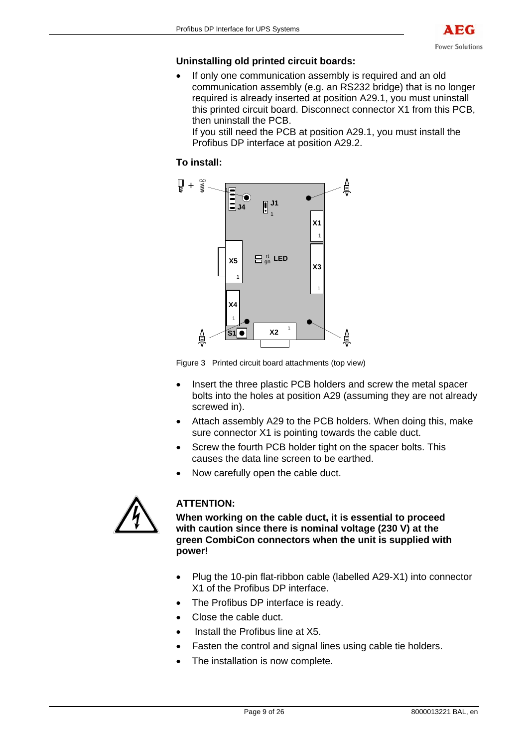### Uninstalling old printed circuit boards:

- If only one communication assembly is required and an old communication assembly (e.g. an RS232 bridge) that is no longer required is already inserted at position A29.1, you must uninstall this printed circuit board. Disconnect connector X1 from this PCB, then uninstall the PCB.
  If you still need the PCB at position A29.1, you must install the Profibus DP interface at position A29.2.

### To install:

Figure 3 Printed circuit board attachments (top view)

- Insert the three plastic PCB holders and screw the metal spacer bolts into the holes at position A29 (assuming they are not already screwed in).
- Attach assembly A29 to the PCB holders. When doing this, make sure connector X1 is pointing towards the cable duct.
- Screw the fourth PCB holder tight on the spacer bolts. This causes the data line screen to be earthed.
- Now carefully open the cable duct.

**ATTENTION:**
**When working on the cable duct, it is essential to proceed with caution since there is nominal voltage (230 V) at the green CombiCon connectors when the unit is supplied with power!**

- Plug the 10-pin flat-ribbon cable (labelled A29-X1) into connector X1 of the Profibus DP interface.
- The Profibus DP interface is ready.
- Close the cable duct.
- Install the Profibus line at X5.
- Fasten the control and signal lines using cable tie holders.
- The installation is now complete.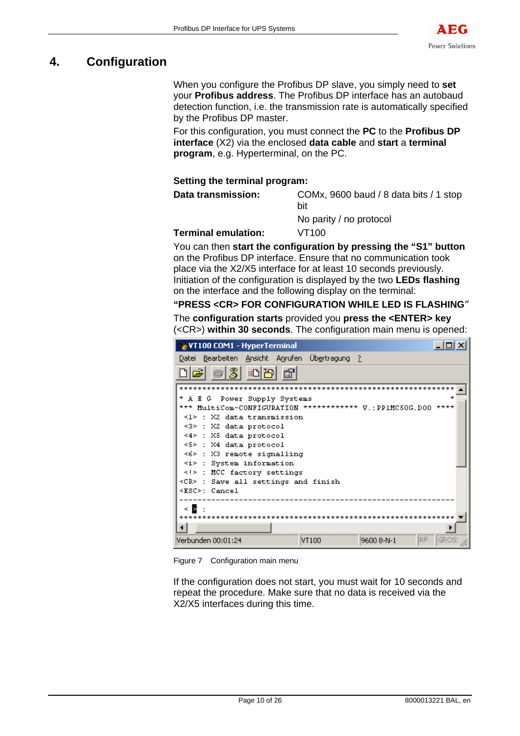# 4. Configuration

When you configure the Profibus DP slave, you simply need to **set** your **Profibus address**. The Profibus DP interface has an autobaud detection function, i.e. the transmission rate is automatically specified by the Profibus DP master.

For this configuration, you must connect the **PC** to the **Profibus DP interface** (X2) via the enclosed **data cable** and **start** a **terminal program**, e.g. Hyperterminal, on the PC.

**Setting the terminal program:**

| | |
|---|---|
| **Data transmission:** | COMx, 9600 baud / 8 data bits / 1 stop bit<br>No parity / no protocol |
| **Terminal emulation:** | VT100 |

You can then **start the configuration by pressing the "S1" button** on the Profibus DP interface. Ensure that no communication took place via the X2/X5 interface for at least 10 seconds previously. Initiation of the configuration is displayed by the two **LEDs flashing** on the interface and the following display on the terminal:

**"PRESS <CR> FOR CONFIGURATION WHILE LED IS FLASHING"**

The **configuration starts** provided you **press the <ENTER> key** (<CR>) **within 30 seconds**. The configuration main menu is opened:

```
VT100 COM1 - HyperTerminal
Datei  Bearbeiten  Ansicht  Anrufen  Übertragung  ?

******************************************************************
* A E G  Power Supply Systems                                    *
*** MultiCom-CONFIGURATION ************ V.:PP1MC50G.D00 ****
 <1> : X2 data transmission
 <3> : X2 data protocol
 <4> : X5 data protocol
 <5> : X4 data protocol
 <6> : X3 remote signalling
 <i> : System information
 <!> : MCC factory settings
<CR> : Save all settings and finish
<ESC>: Cancel
------------------------------------------------------------------
 < > :
******************************************************************
Verbunden 00:01:24   VT100   9600 8-N-1   RF   GROS
```

Figure 7    Configuration main menu

If the configuration does not start, you must wait for 10 seconds and repeat the procedure. Make sure that no data is received via the X2/X5 interfaces during this time.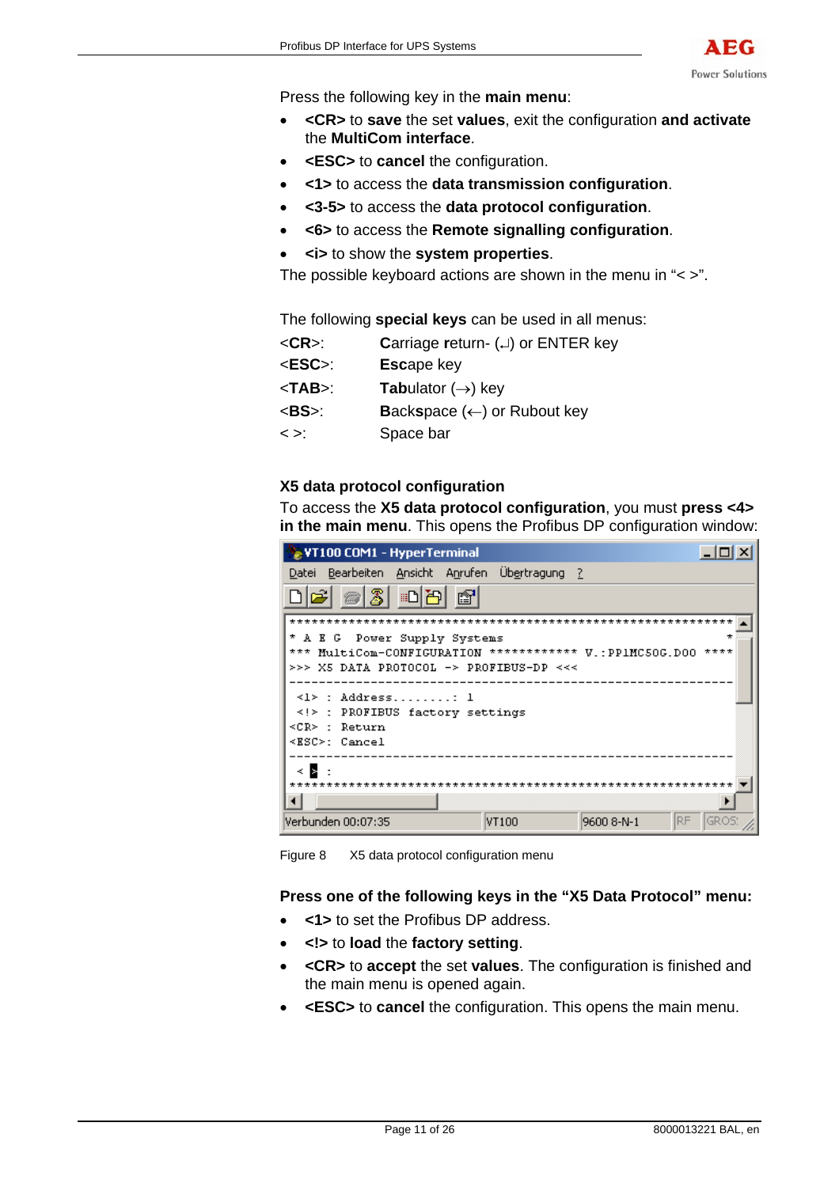Press the following key in the **main menu**:

- **<CR>** to **save** the set **values**, exit the configuration **and activate** the **MultiCom interface**.
- **<ESC>** to **cancel** the configuration.
- **<1>** to access the **data transmission configuration**.
- **<3-5>** to access the **data protocol configuration**.
- **<6>** to access the **Remote signalling configuration**.
- **<i>** to show the **system properties**.

The possible keyboard actions are shown in the menu in "< >".

The following **special keys** can be used in all menus:

| | |
|---|---|
| <**CR**>: | **C**arriage **r**eturn- (↵) or ENTER key |
| <**ESC**>: | **Esc**ape key |
| <**TAB**>: | **Tab**ulator (→) key |
| <**BS**>: | **B**ack**s**pace (←) or Rubout key |
| < >: | Space bar |

### X5 data protocol configuration

To access the **X5 data protocol configuration**, you must **press <4> in the main menu**. This opens the Profibus DP configuration window:

```
VT100 COM1 - HyperTerminal
Datei  Bearbeiten  Ansicht  Anrufen  Übertragung  ?

***************************************************************
* A E G  Power Supply Systems                                  *
*** MultiCom-CONFIGURATION ************ V.:PP1MC50G.D00 ****
>>> X5 DATA PROTOCOL -> PROFIBUS-DP <<<
---------------------------------------------------------------
 <1> : Address........: 1
 <!> : PROFIBUS factory settings
<CR> : Return
<ESC>: Cancel
---------------------------------------------------------------
 < > :
***************************************************************

Verbunden 00:07:35   VT100   9600 8-N-1   RF   GROS
```

Figure 8 X5 data protocol configuration menu

**Press one of the following keys in the "X5 Data Protocol" menu:**

- **<1>** to set the Profibus DP address.
- **<!>** to **load** the **factory setting**.
- **<CR>** to **accept** the set **values**. The configuration is finished and the main menu is opened again.
- **<ESC>** to **cancel** the configuration. This opens the main menu.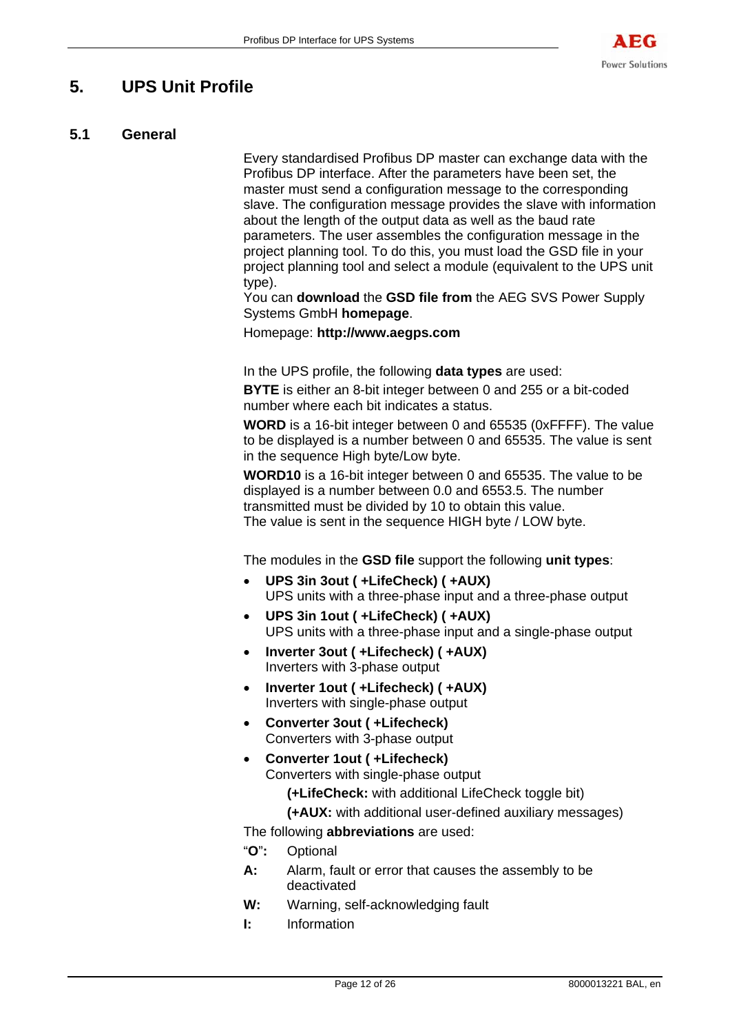# 5. UPS Unit Profile

## 5.1 General

Every standardised Profibus DP master can exchange data with the Profibus DP interface. After the parameters have been set, the master must send a configuration message to the corresponding slave. The configuration message provides the slave with information about the length of the output data as well as the baud rate parameters. The user assembles the configuration message in the project planning tool. To do this, you must load the GSD file in your project planning tool and select a module (equivalent to the UPS unit type).
You can **download** the **GSD file from** the AEG SVS Power Supply Systems GmbH **homepage**.

Homepage: **http://www.aegps.com**

In the UPS profile, the following **data types** are used:

**BYTE** is either an 8-bit integer between 0 and 255 or a bit-coded number where each bit indicates a status.

**WORD** is a 16-bit integer between 0 and 65535 (0xFFFF). The value to be displayed is a number between 0 and 65535. The value is sent in the sequence High byte/Low byte.

**WORD10** is a 16-bit integer between 0 and 65535. The value to be displayed is a number between 0.0 and 6553.5. The number transmitted must be divided by 10 to obtain this value.
The value is sent in the sequence HIGH byte / LOW byte.

The modules in the **GSD file** support the following **unit types**:

- **UPS 3in 3out ( +LifeCheck) ( +AUX)**
  UPS units with a three-phase input and a three-phase output
- **UPS 3in 1out ( +LifeCheck) ( +AUX)**
  UPS units with a three-phase input and a single-phase output
- **Inverter 3out ( +Lifecheck) ( +AUX)**
  Inverters with 3-phase output
- **Inverter 1out ( +Lifecheck) ( +AUX)**
  Inverters with single-phase output
- **Converter 3out ( +Lifecheck)**
  Converters with 3-phase output
- **Converter 1out ( +Lifecheck)**
  Converters with single-phase output

  **(+LifeCheck:** with additional LifeCheck toggle bit)

  **(+AUX:** with additional user-defined auxiliary messages)

The following **abbreviations** are used:

"**O**": Optional

**A:** Alarm, fault or error that causes the assembly to be deactivated

**W:** Warning, self-acknowledging fault

**I:** Information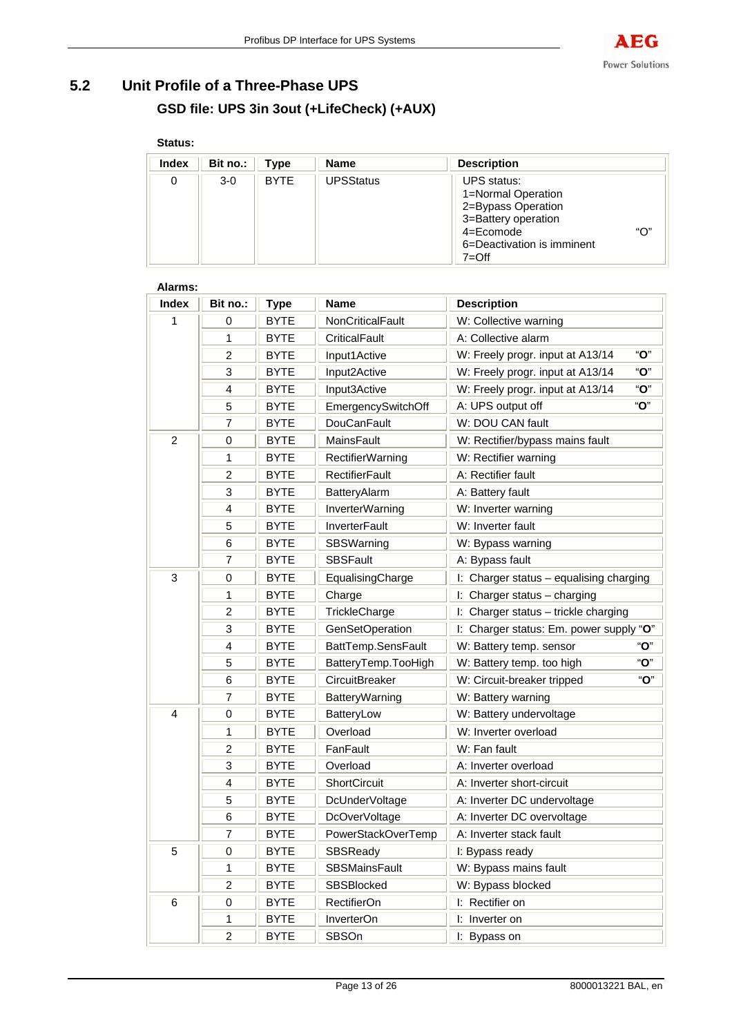## 5.2 Unit Profile of a Three-Phase UPS

### GSD file: UPS 3in 3out (+LifeCheck) (+AUX)

**Status:**

| Index | Bit no.: | Type | Name | Description |
|---|---|---|---|---|
| 0 | 3-0 | BYTE | UPSStatus | UPS status:<br>1=Normal Operation<br>2=Bypass Operation<br>3=Battery operation<br>4=Ecomode "O"<br>6=Deactivation is imminent<br>7=Off |

**Alarms:**

| Index | Bit no.: | Type | Name | Description |
|---|---|---|---|---|
| 1 | 0 | BYTE | NonCriticalFault | W: Collective warning |
| | 1 | BYTE | CriticalFault | A: Collective alarm |
| | 2 | BYTE | Input1Active | W: Freely progr. input at A13/14 "**O**" |
| | 3 | BYTE | Input2Active | W: Freely progr. input at A13/14 "**O**" |
| | 4 | BYTE | Input3Active | W: Freely progr. input at A13/14 "**O**" |
| | 5 | BYTE | EmergencySwitchOff | A: UPS output off "**O**" |
| | 7 | BYTE | DouCanFault | W: DOU CAN fault |
| 2 | 0 | BYTE | MainsFault | W: Rectifier/bypass mains fault |
| | 1 | BYTE | RectifierWarning | W: Rectifier warning |
| | 2 | BYTE | RectifierFault | A: Rectifier fault |
| | 3 | BYTE | BatteryAlarm | A: Battery fault |
| | 4 | BYTE | InverterWarning | W: Inverter warning |
| | 5 | BYTE | InverterFault | W: Inverter fault |
| | 6 | BYTE | SBSWarning | W: Bypass warning |
| | 7 | BYTE | SBSFault | A: Bypass fault |
| 3 | 0 | BYTE | EqualisingCharge | I: Charger status – equalising charging |
| | 1 | BYTE | Charge | I: Charger status – charging |
| | 2 | BYTE | TrickleCharge | I: Charger status – trickle charging |
| | 3 | BYTE | GenSetOperation | I: Charger status: Em. power supply "**O**" |
| | 4 | BYTE | BattTemp.SensFault | W: Battery temp. sensor "**O**" |
| | 5 | BYTE | BatteryTemp.TooHigh | W: Battery temp. too high "**O**" |
| | 6 | BYTE | CircuitBreaker | W: Circuit-breaker tripped "**O**" |
| | 7 | BYTE | BatteryWarning | W: Battery warning |
| 4 | 0 | BYTE | BatteryLow | W: Battery undervoltage |
| | 1 | BYTE | Overload | W: Inverter overload |
| | 2 | BYTE | FanFault | W: Fan fault |
| | 3 | BYTE | Overload | A: Inverter overload |
| | 4 | BYTE | ShortCircuit | A: Inverter short-circuit |
| | 5 | BYTE | DcUnderVoltage | A: Inverter DC undervoltage |
| | 6 | BYTE | DcOverVoltage | A: Inverter DC overvoltage |
| | 7 | BYTE | PowerStackOverTemp | A: Inverter stack fault |
| 5 | 0 | BYTE | SBSReady | I: Bypass ready |
| | 1 | BYTE | SBSMainsFault | W: Bypass mains fault |
| | 2 | BYTE | SBSBlocked | W: Bypass blocked |
| 6 | 0 | BYTE | RectifierOn | I: Rectifier on |
| | 1 | BYTE | InverterOn | I: Inverter on |
| | 2 | BYTE | SBSOn | I: Bypass on |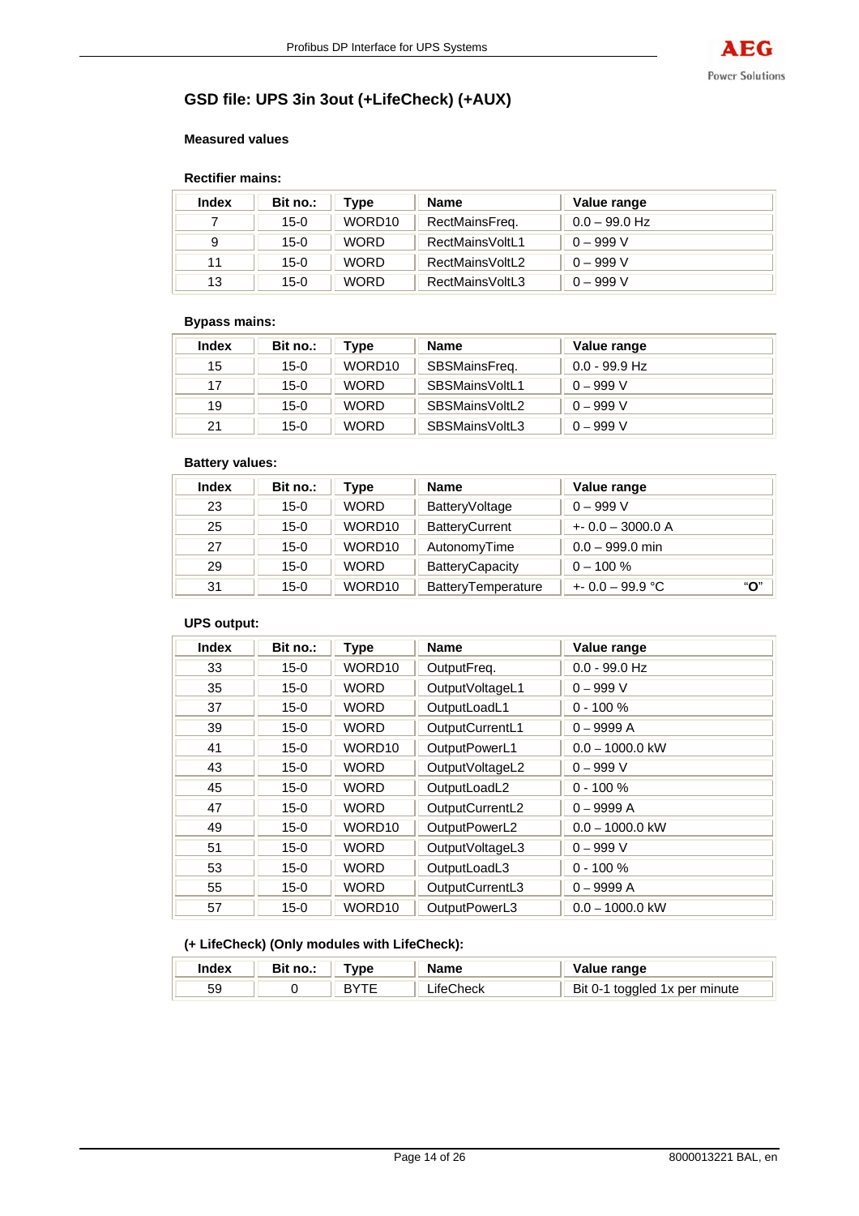## GSD file: UPS 3in 3out (+LifeCheck) (+AUX)

### Measured values

**Rectifier mains:**

| Index | Bit no.: | Type | Name | Value range |
|---|---|---|---|---|
| 7 | 15-0 | WORD10 | RectMainsFreq. | 0.0 – 99.0 Hz |
| 9 | 15-0 | WORD | RectMainsVoltL1 | 0 – 999 V |
| 11 | 15-0 | WORD | RectMainsVoltL2 | 0 – 999 V |
| 13 | 15-0 | WORD | RectMainsVoltL3 | 0 – 999 V |

**Bypass mains:**

| Index | Bit no.: | Type | Name | Value range |
|---|---|---|---|---|
| 15 | 15-0 | WORD10 | SBSMainsFreq. | 0.0 - 99.9 Hz |
| 17 | 15-0 | WORD | SBSMainsVoltL1 | 0 – 999 V |
| 19 | 15-0 | WORD | SBSMainsVoltL2 | 0 – 999 V |
| 21 | 15-0 | WORD | SBSMainsVoltL3 | 0 – 999 V |

**Battery values:**

| Index | Bit no.: | Type | Name | Value range |
|---|---|---|---|---|
| 23 | 15-0 | WORD | BatteryVoltage | 0 – 999 V |
| 25 | 15-0 | WORD10 | BatteryCurrent | +- 0.0 – 3000.0 A |
| 27 | 15-0 | WORD10 | AutonomyTime | 0.0 – 999.0 min |
| 29 | 15-0 | WORD | BatteryCapacity | 0 – 100 % |
| 31 | 15-0 | WORD10 | BatteryTemperature | +- 0.0 – 99.9 °C "**O**" |

**UPS output:**

| Index | Bit no.: | Type | Name | Value range |
|---|---|---|---|---|
| 33 | 15-0 | WORD10 | OutputFreq. | 0.0 - 99.0 Hz |
| 35 | 15-0 | WORD | OutputVoltageL1 | 0 – 999 V |
| 37 | 15-0 | WORD | OutputLoadL1 | 0 - 100 % |
| 39 | 15-0 | WORD | OutputCurrentL1 | 0 – 9999 A |
| 41 | 15-0 | WORD10 | OutputPowerL1 | 0.0 – 1000.0 kW |
| 43 | 15-0 | WORD | OutputVoltageL2 | 0 – 999 V |
| 45 | 15-0 | WORD | OutputLoadL2 | 0 - 100 % |
| 47 | 15-0 | WORD | OutputCurrentL2 | 0 – 9999 A |
| 49 | 15-0 | WORD10 | OutputPowerL2 | 0.0 – 1000.0 kW |
| 51 | 15-0 | WORD | OutputVoltageL3 | 0 – 999 V |
| 53 | 15-0 | WORD | OutputLoadL3 | 0 - 100 % |
| 55 | 15-0 | WORD | OutputCurrentL3 | 0 – 9999 A |
| 57 | 15-0 | WORD10 | OutputPowerL3 | 0.0 – 1000.0 kW |

**(+ LifeCheck) (Only modules with LifeCheck):**

| Index | Bit no.: | Type | Name | Value range |
|---|---|---|---|---|
| 59 | 0 | BYTE | LifeCheck | Bit 0-1 toggled 1x per minute |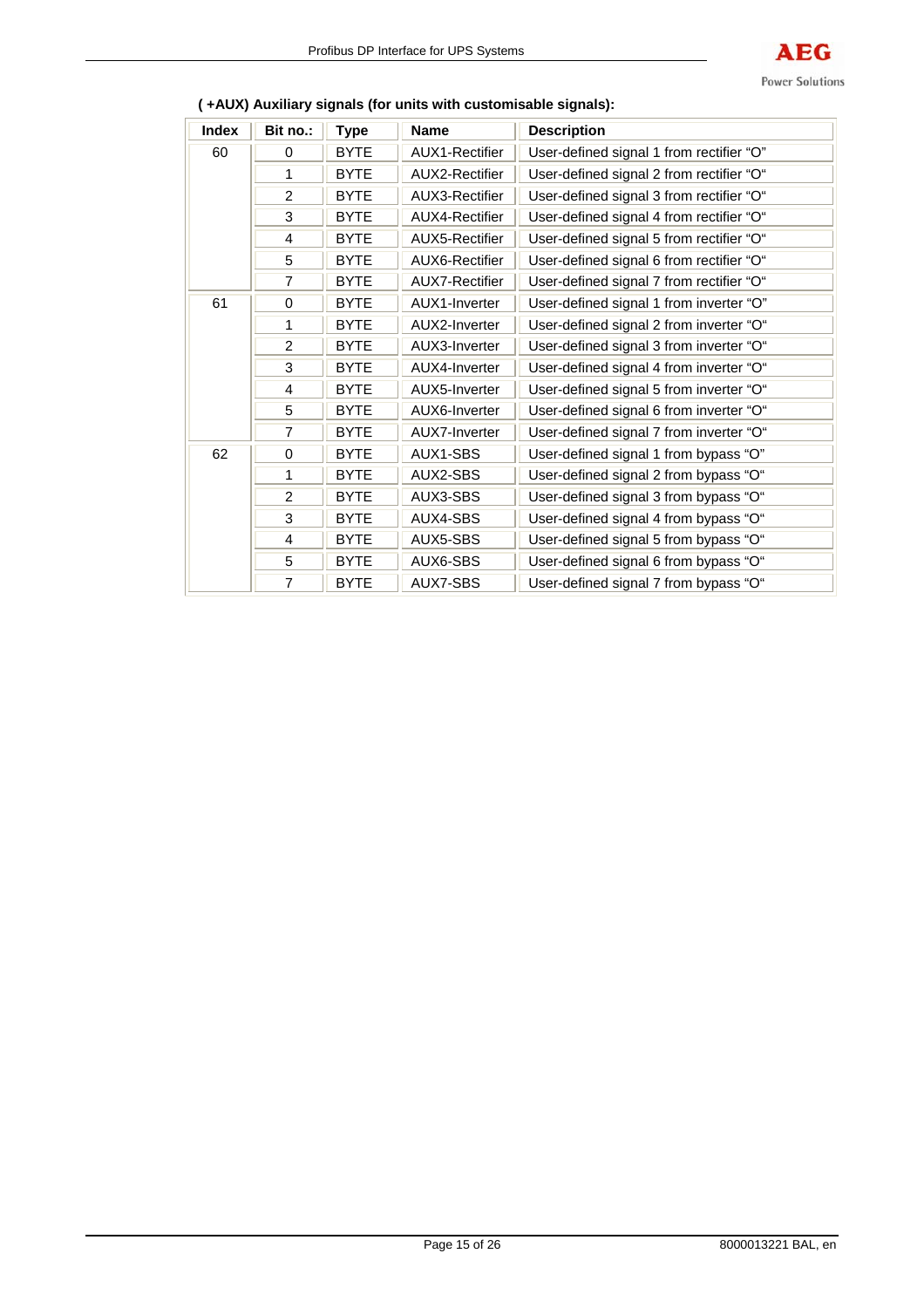**( +AUX) Auxiliary signals (for units with customisable signals):**

| Index | Bit no.: | Type | Name | Description |
| --- | --- | --- | --- | --- |
| 60 | 0 | BYTE | AUX1-Rectifier | User-defined signal 1 from rectifier “O” |
| | 1 | BYTE | AUX2-Rectifier | User-defined signal 2 from rectifier “O“ |
| | 2 | BYTE | AUX3-Rectifier | User-defined signal 3 from rectifier “O“ |
| | 3 | BYTE | AUX4-Rectifier | User-defined signal 4 from rectifier “O“ |
| | 4 | BYTE | AUX5-Rectifier | User-defined signal 5 from rectifier “O“ |
| | 5 | BYTE | AUX6-Rectifier | User-defined signal 6 from rectifier “O“ |
| | 7 | BYTE | AUX7-Rectifier | User-defined signal 7 from rectifier “O“ |
| 61 | 0 | BYTE | AUX1-Inverter | User-defined signal 1 from inverter “O” |
| | 1 | BYTE | AUX2-Inverter | User-defined signal 2 from inverter “O“ |
| | 2 | BYTE | AUX3-Inverter | User-defined signal 3 from inverter “O“ |
| | 3 | BYTE | AUX4-Inverter | User-defined signal 4 from inverter “O“ |
| | 4 | BYTE | AUX5-Inverter | User-defined signal 5 from inverter “O“ |
| | 5 | BYTE | AUX6-Inverter | User-defined signal 6 from inverter “O“ |
| | 7 | BYTE | AUX7-Inverter | User-defined signal 7 from inverter “O“ |
| 62 | 0 | BYTE | AUX1-SBS | User-defined signal 1 from bypass “O” |
| | 1 | BYTE | AUX2-SBS | User-defined signal 2 from bypass “O“ |
| | 2 | BYTE | AUX3-SBS | User-defined signal 3 from bypass “O“ |
| | 3 | BYTE | AUX4-SBS | User-defined signal 4 from bypass “O“ |
| | 4 | BYTE | AUX5-SBS | User-defined signal 5 from bypass “O“ |
| | 5 | BYTE | AUX6-SBS | User-defined signal 6 from bypass “O“ |
| | 7 | BYTE | AUX7-SBS | User-defined signal 7 from bypass “O“ |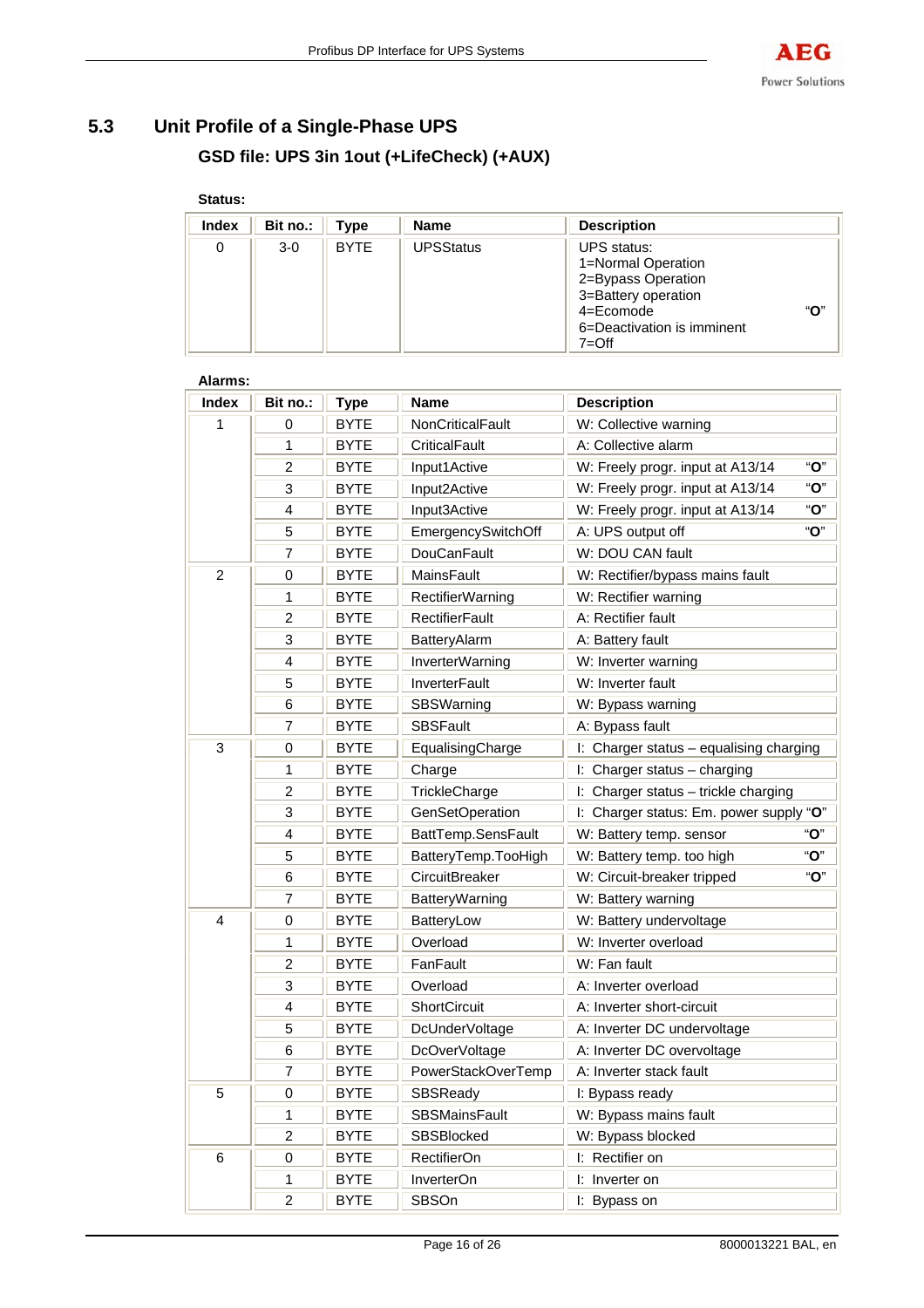## 5.3 Unit Profile of a Single-Phase UPS

### GSD file: UPS 3in 1out (+LifeCheck) (+AUX)

**Status:**

| Index | Bit no.: | Type | Name | Description |
|---|---|---|---|---|
| 0 | 3-0 | BYTE | UPSStatus | UPS status:<br>1=Normal Operation<br>2=Bypass Operation<br>3=Battery operation<br>4=Ecomode "**O**"<br>6=Deactivation is imminent<br>7=Off |

**Alarms:**

| Index | Bit no.: | Type | Name | Description |
|---|---|---|---|---|
| 1 | 0 | BYTE | NonCriticalFault | W: Collective warning |
| | 1 | BYTE | CriticalFault | A: Collective alarm |
| | 2 | BYTE | Input1Active | W: Freely progr. input at A13/14 "**O**" |
| | 3 | BYTE | Input2Active | W: Freely progr. input at A13/14 "**O**" |
| | 4 | BYTE | Input3Active | W: Freely progr. input at A13/14 "**O**" |
| | 5 | BYTE | EmergencySwitchOff | A: UPS output off "**O**" |
| | 7 | BYTE | DouCanFault | W: DOU CAN fault |
| 2 | 0 | BYTE | MainsFault | W: Rectifier/bypass mains fault |
| | 1 | BYTE | RectifierWarning | W: Rectifier warning |
| | 2 | BYTE | RectifierFault | A: Rectifier fault |
| | 3 | BYTE | BatteryAlarm | A: Battery fault |
| | 4 | BYTE | InverterWarning | W: Inverter warning |
| | 5 | BYTE | InverterFault | W: Inverter fault |
| | 6 | BYTE | SBSWarning | W: Bypass warning |
| | 7 | BYTE | SBSFault | A: Bypass fault |
| 3 | 0 | BYTE | EqualisingCharge | I: Charger status – equalising charging |
| | 1 | BYTE | Charge | I: Charger status – charging |
| | 2 | BYTE | TrickleCharge | I: Charger status – trickle charging |
| | 3 | BYTE | GenSetOperation | I: Charger status: Em. power supply "**O**" |
| | 4 | BYTE | BattTemp.SensFault | W: Battery temp. sensor "**O**" |
| | 5 | BYTE | BatteryTemp.TooHigh | W: Battery temp. too high "**O**" |
| | 6 | BYTE | CircuitBreaker | W: Circuit-breaker tripped "**O**" |
| | 7 | BYTE | BatteryWarning | W: Battery warning |
| 4 | 0 | BYTE | BatteryLow | W: Battery undervoltage |
| | 1 | BYTE | Overload | W: Inverter overload |
| | 2 | BYTE | FanFault | W: Fan fault |
| | 3 | BYTE | Overload | A: Inverter overload |
| | 4 | BYTE | ShortCircuit | A: Inverter short-circuit |
| | 5 | BYTE | DcUnderVoltage | A: Inverter DC undervoltage |
| | 6 | BYTE | DcOverVoltage | A: Inverter DC overvoltage |
| | 7 | BYTE | PowerStackOverTemp | A: Inverter stack fault |
| 5 | 0 | BYTE | SBSReady | I: Bypass ready |
| | 1 | BYTE | SBSMainsFault | W: Bypass mains fault |
| | 2 | BYTE | SBSBlocked | W: Bypass blocked |
| 6 | 0 | BYTE | RectifierOn | I: Rectifier on |
| | 1 | BYTE | InverterOn | I: Inverter on |
| | 2 | BYTE | SBSOn | I: Bypass on |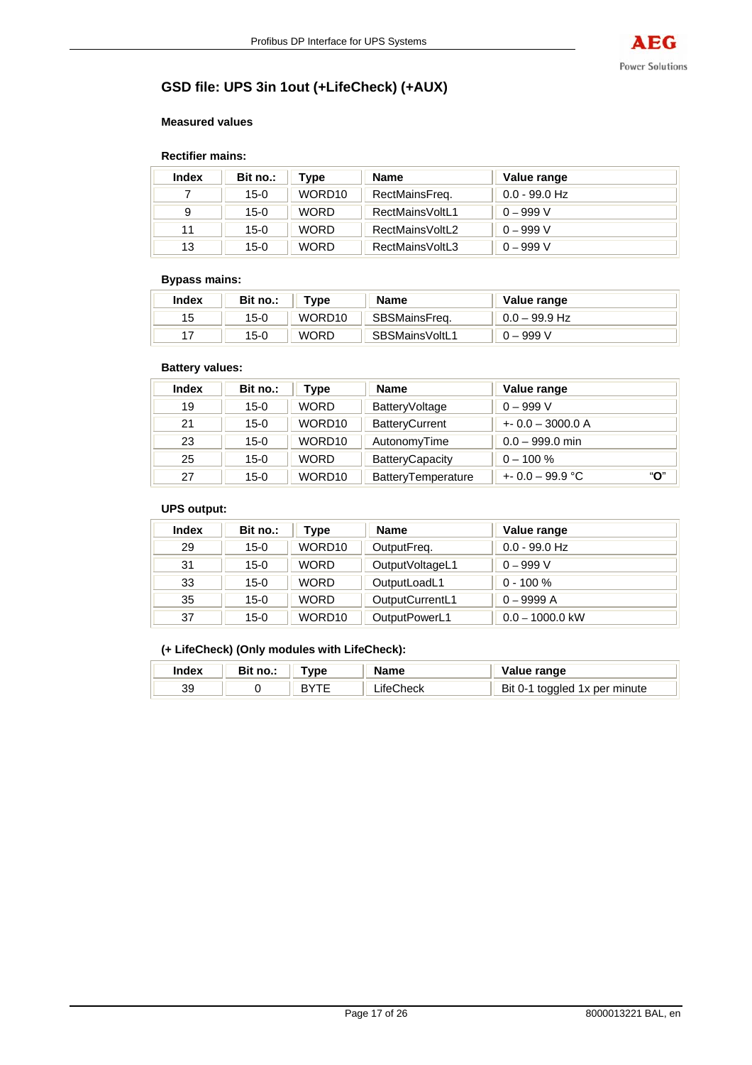## GSD file: UPS 3in 1out (+LifeCheck) (+AUX)

### Measured values

**Rectifier mains:**

| Index | Bit no.: | Type | Name | Value range |
|---|---|---|---|---|
| 7 | 15-0 | WORD10 | RectMainsFreq. | 0.0 - 99.0 Hz |
| 9 | 15-0 | WORD | RectMainsVoltL1 | 0 – 999 V |
| 11 | 15-0 | WORD | RectMainsVoltL2 | 0 – 999 V |
| 13 | 15-0 | WORD | RectMainsVoltL3 | 0 – 999 V |

**Bypass mains:**

| Index | Bit no.: | Type | Name | Value range |
|---|---|---|---|---|
| 15 | 15-0 | WORD10 | SBSMainsFreq. | 0.0 – 99.9 Hz |
| 17 | 15-0 | WORD | SBSMainsVoltL1 | 0 – 999 V |

**Battery values:**

| Index | Bit no.: | Type | Name | Value range |
|---|---|---|---|---|
| 19 | 15-0 | WORD | BatteryVoltage | 0 – 999 V |
| 21 | 15-0 | WORD10 | BatteryCurrent | +- 0.0 – 3000.0 A |
| 23 | 15-0 | WORD10 | AutonomyTime | 0.0 – 999.0 min |
| 25 | 15-0 | WORD | BatteryCapacity | 0 – 100 % |
| 27 | 15-0 | WORD10 | BatteryTemperature | +- 0.0 – 99.9 °C "O" |

**UPS output:**

| Index | Bit no.: | Type | Name | Value range |
|---|---|---|---|---|
| 29 | 15-0 | WORD10 | OutputFreq. | 0.0 - 99.0 Hz |
| 31 | 15-0 | WORD | OutputVoltageL1 | 0 – 999 V |
| 33 | 15-0 | WORD | OutputLoadL1 | 0 - 100 % |
| 35 | 15-0 | WORD | OutputCurrentL1 | 0 – 9999 A |
| 37 | 15-0 | WORD10 | OutputPowerL1 | 0.0 – 1000.0 kW |

**(+ LifeCheck) (Only modules with LifeCheck):**

| Index | Bit no.: | Type | Name | Value range |
|---|---|---|---|---|
| 39 | 0 | BYTE | LifeCheck | Bit 0-1 toggled 1x per minute |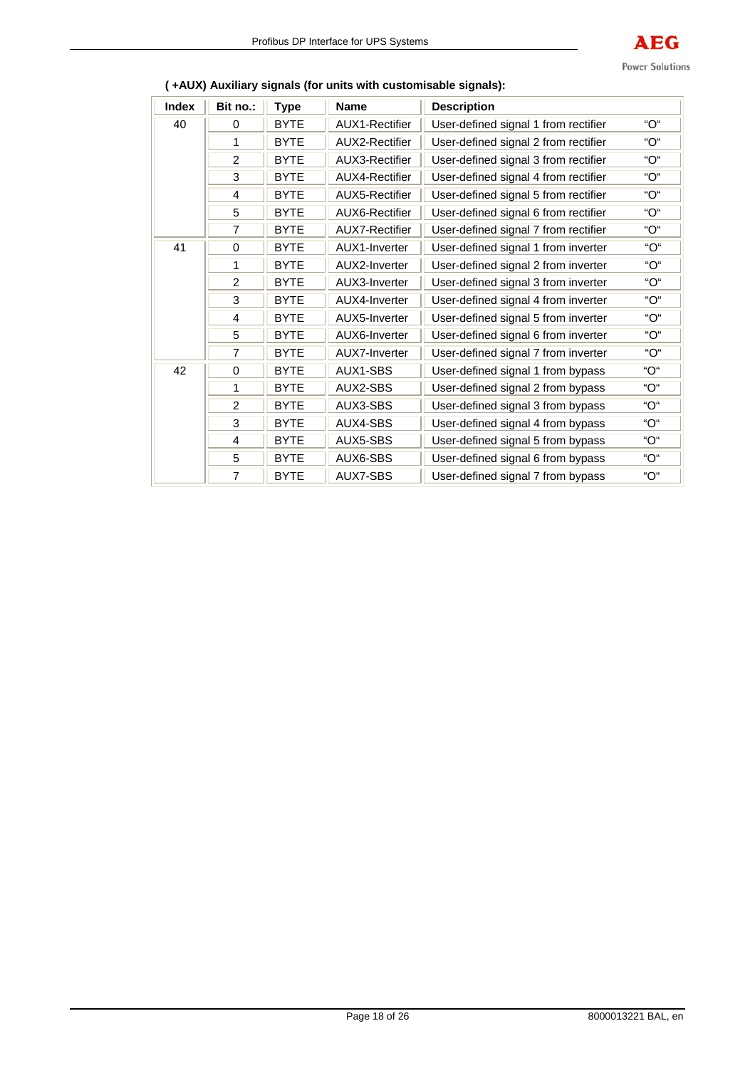**( +AUX) Auxiliary signals (for units with customisable signals):**

| Index | Bit no.: | Type | Name | Description | |
|---|---|---|---|---|---|
| 40 | 0 | BYTE | AUX1-Rectifier | User-defined signal 1 from rectifier | "O" |
| | 1 | BYTE | AUX2-Rectifier | User-defined signal 2 from rectifier | "O" |
| | 2 | BYTE | AUX3-Rectifier | User-defined signal 3 from rectifier | "O" |
| | 3 | BYTE | AUX4-Rectifier | User-defined signal 4 from rectifier | "O" |
| | 4 | BYTE | AUX5-Rectifier | User-defined signal 5 from rectifier | "O" |
| | 5 | BYTE | AUX6-Rectifier | User-defined signal 6 from rectifier | "O" |
| | 7 | BYTE | AUX7-Rectifier | User-defined signal 7 from rectifier | "O" |
| 41 | 0 | BYTE | AUX1-Inverter | User-defined signal 1 from inverter | "O" |
| | 1 | BYTE | AUX2-Inverter | User-defined signal 2 from inverter | "O" |
| | 2 | BYTE | AUX3-Inverter | User-defined signal 3 from inverter | "O" |
| | 3 | BYTE | AUX4-Inverter | User-defined signal 4 from inverter | "O" |
| | 4 | BYTE | AUX5-Inverter | User-defined signal 5 from inverter | "O" |
| | 5 | BYTE | AUX6-Inverter | User-defined signal 6 from inverter | "O" |
| | 7 | BYTE | AUX7-Inverter | User-defined signal 7 from inverter | "O" |
| 42 | 0 | BYTE | AUX1-SBS | User-defined signal 1 from bypass | "O" |
| | 1 | BYTE | AUX2-SBS | User-defined signal 2 from bypass | "O" |
| | 2 | BYTE | AUX3-SBS | User-defined signal 3 from bypass | "O" |
| | 3 | BYTE | AUX4-SBS | User-defined signal 4 from bypass | "O" |
| | 4 | BYTE | AUX5-SBS | User-defined signal 5 from bypass | "O" |
| | 5 | BYTE | AUX6-SBS | User-defined signal 6 from bypass | "O" |
| | 7 | BYTE | AUX7-SBS | User-defined signal 7 from bypass | "O" |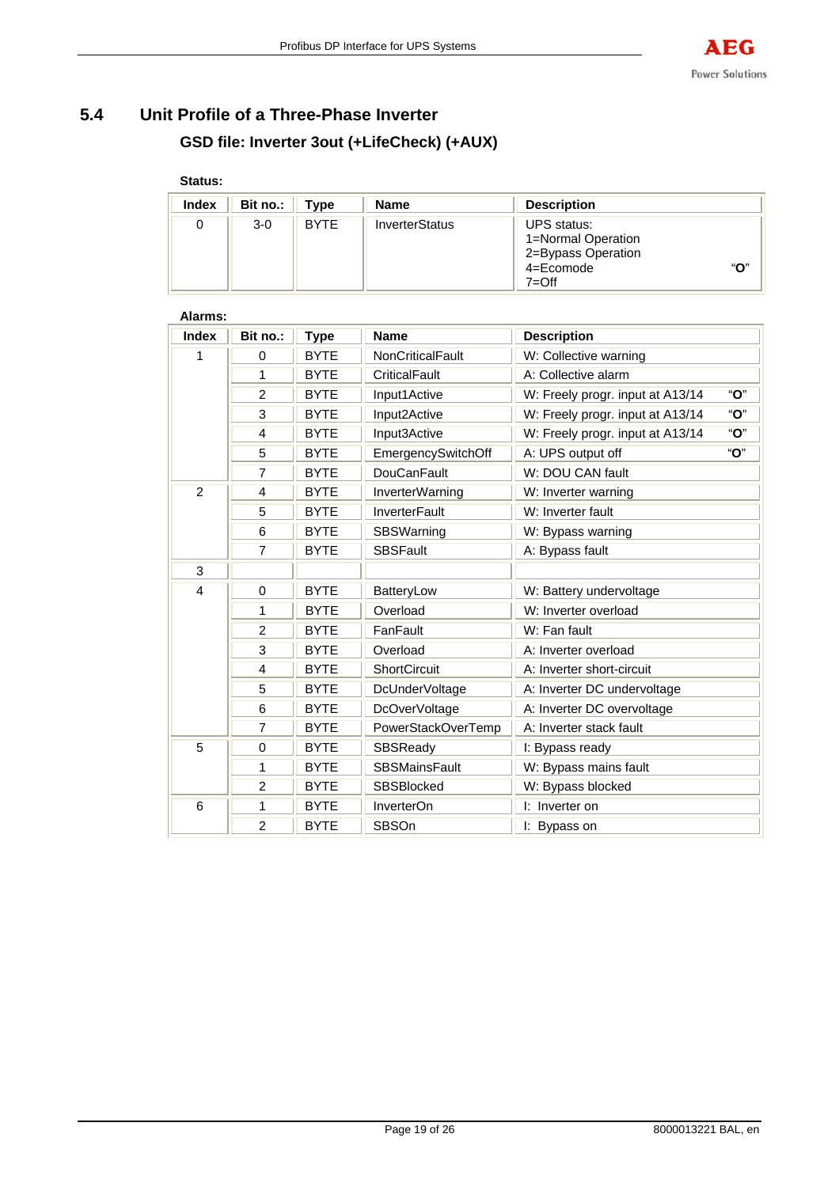## 5.4 Unit Profile of a Three-Phase Inverter

### GSD file: Inverter 3out (+LifeCheck) (+AUX)

**Status:**

| Index | Bit no.: | Type | Name | Description |
|---|---|---|---|---|
| 0 | 3-0 | BYTE | InverterStatus | UPS status:<br>1=Normal Operation<br>2=Bypass Operation<br>4=Ecomode "O"<br>7=Off |

**Alarms:**

| Index | Bit no.: | Type | Name | Description |
|---|---|---|---|---|
| 1 | 0 | BYTE | NonCriticalFault | W: Collective warning |
| | 1 | BYTE | CriticalFault | A: Collective alarm |
| | 2 | BYTE | Input1Active | W: Freely progr. input at A13/14 "O" |
| | 3 | BYTE | Input2Active | W: Freely progr. input at A13/14 "O" |
| | 4 | BYTE | Input3Active | W: Freely progr. input at A13/14 "O" |
| | 5 | BYTE | EmergencySwitchOff | A: UPS output off "O" |
| | 7 | BYTE | DouCanFault | W: DOU CAN fault |
| 2 | 4 | BYTE | InverterWarning | W: Inverter warning |
| | 5 | BYTE | InverterFault | W: Inverter fault |
| | 6 | BYTE | SBSWarning | W: Bypass warning |
| | 7 | BYTE | SBSFault | A: Bypass fault |
| 3 | | | | |
| 4 | 0 | BYTE | BatteryLow | W: Battery undervoltage |
| | 1 | BYTE | Overload | W: Inverter overload |
| | 2 | BYTE | FanFault | W: Fan fault |
| | 3 | BYTE | Overload | A: Inverter overload |
| | 4 | BYTE | ShortCircuit | A: Inverter short-circuit |
| | 5 | BYTE | DcUnderVoltage | A: Inverter DC undervoltage |
| | 6 | BYTE | DcOverVoltage | A: Inverter DC overvoltage |
| | 7 | BYTE | PowerStackOverTemp | A: Inverter stack fault |
| 5 | 0 | BYTE | SBSReady | I: Bypass ready |
| | 1 | BYTE | SBSMainsFault | W: Bypass mains fault |
| | 2 | BYTE | SBSBlocked | W: Bypass blocked |
| 6 | 1 | BYTE | InverterOn | I: Inverter on |
| | 2 | BYTE | SBSOn | I: Bypass on |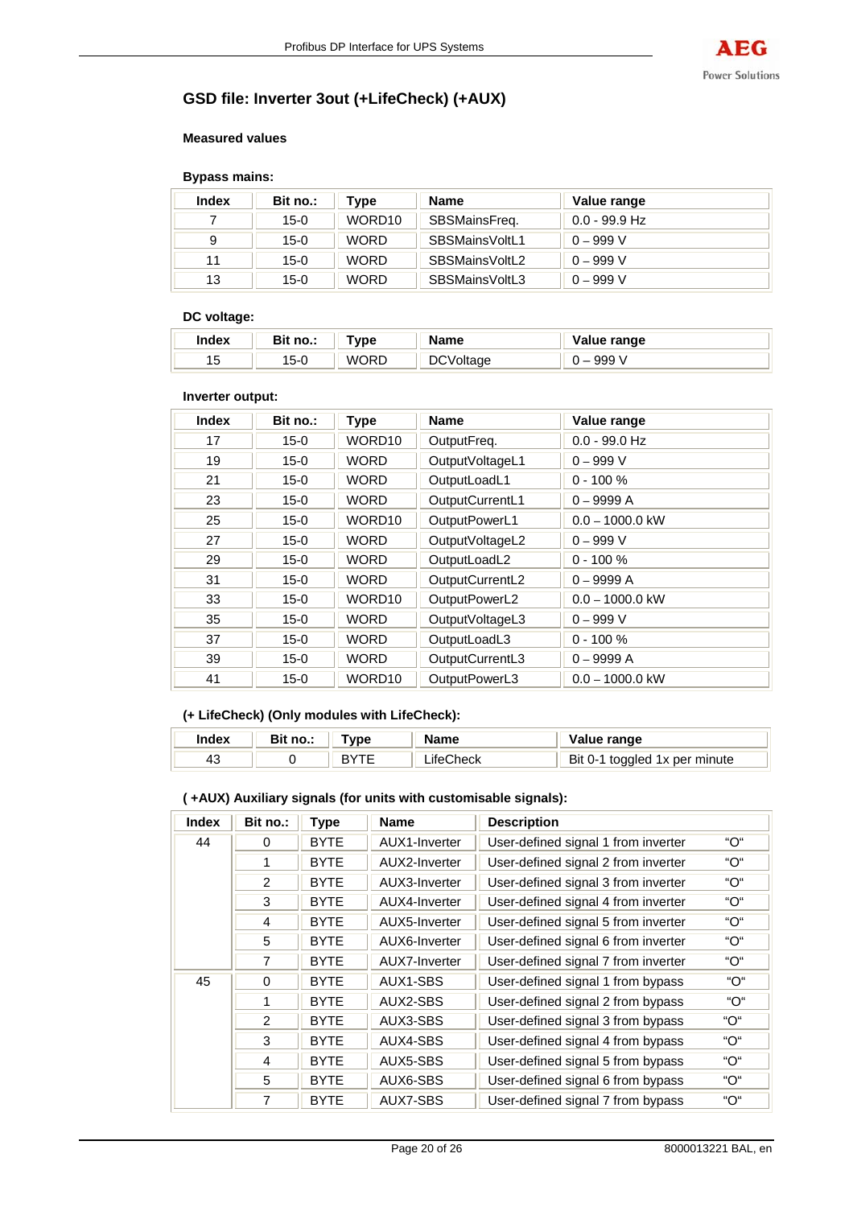## GSD file: Inverter 3out (+LifeCheck) (+AUX)

### Measured values

**Bypass mains:**

| Index | Bit no.: | Type | Name | Value range |
|---|---|---|---|---|
| 7 | 15-0 | WORD10 | SBSMainsFreq. | 0.0 - 99.9 Hz |
| 9 | 15-0 | WORD | SBSMainsVoltL1 | 0 – 999 V |
| 11 | 15-0 | WORD | SBSMainsVoltL2 | 0 – 999 V |
| 13 | 15-0 | WORD | SBSMainsVoltL3 | 0 – 999 V |

**DC voltage:**

| Index | Bit no.: | Type | Name | Value range |
|---|---|---|---|---|
| 15 | 15-0 | WORD | DCVoltage | 0 – 999 V |

**Inverter output:**

| Index | Bit no.: | Type | Name | Value range |
|---|---|---|---|---|
| 17 | 15-0 | WORD10 | OutputFreq. | 0.0 - 99.0 Hz |
| 19 | 15-0 | WORD | OutputVoltageL1 | 0 – 999 V |
| 21 | 15-0 | WORD | OutputLoadL1 | 0 - 100 % |
| 23 | 15-0 | WORD | OutputCurrentL1 | 0 – 9999 A |
| 25 | 15-0 | WORD10 | OutputPowerL1 | 0.0 – 1000.0 kW |
| 27 | 15-0 | WORD | OutputVoltageL2 | 0 – 999 V |
| 29 | 15-0 | WORD | OutputLoadL2 | 0 - 100 % |
| 31 | 15-0 | WORD | OutputCurrentL2 | 0 – 9999 A |
| 33 | 15-0 | WORD10 | OutputPowerL2 | 0.0 – 1000.0 kW |
| 35 | 15-0 | WORD | OutputVoltageL3 | 0 – 999 V |
| 37 | 15-0 | WORD | OutputLoadL3 | 0 - 100 % |
| 39 | 15-0 | WORD | OutputCurrentL3 | 0 – 9999 A |
| 41 | 15-0 | WORD10 | OutputPowerL3 | 0.0 – 1000.0 kW |

**(+ LifeCheck) (Only modules with LifeCheck):**

| Index | Bit no.: | Type | Name | Value range |
|---|---|---|---|---|
| 43 | 0 | BYTE | LifeCheck | Bit 0-1 toggled 1x per minute |

**( +AUX) Auxiliary signals (for units with customisable signals):**

| Index | Bit no.: | Type | Name | Description | |
|---|---|---|---|---|---|
| 44 | 0 | BYTE | AUX1-Inverter | User-defined signal 1 from inverter | "O" |
| | 1 | BYTE | AUX2-Inverter | User-defined signal 2 from inverter | "O" |
| | 2 | BYTE | AUX3-Inverter | User-defined signal 3 from inverter | "O" |
| | 3 | BYTE | AUX4-Inverter | User-defined signal 4 from inverter | "O" |
| | 4 | BYTE | AUX5-Inverter | User-defined signal 5 from inverter | "O" |
| | 5 | BYTE | AUX6-Inverter | User-defined signal 6 from inverter | "O" |
| | 7 | BYTE | AUX7-Inverter | User-defined signal 7 from inverter | "O" |
| 45 | 0 | BYTE | AUX1-SBS | User-defined signal 1 from bypass | "O" |
| | 1 | BYTE | AUX2-SBS | User-defined signal 2 from bypass | "O" |
| | 2 | BYTE | AUX3-SBS | User-defined signal 3 from bypass | "O" |
| | 3 | BYTE | AUX4-SBS | User-defined signal 4 from bypass | "O" |
| | 4 | BYTE | AUX5-SBS | User-defined signal 5 from bypass | "O" |
| | 5 | BYTE | AUX6-SBS | User-defined signal 6 from bypass | "O" |
| | 7 | BYTE | AUX7-SBS | User-defined signal 7 from bypass | "O" |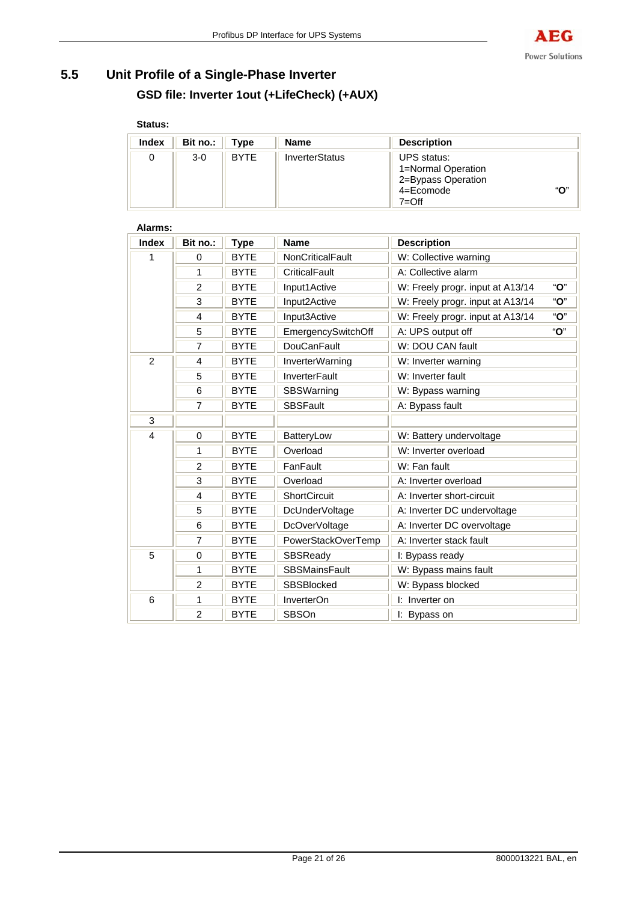## 5.5 Unit Profile of a Single-Phase Inverter

### GSD file: Inverter 1out (+LifeCheck) (+AUX)

**Status:**

| Index | Bit no.: | Type | Name | Description |
|---|---|---|---|---|
| 0 | 3-0 | BYTE | InverterStatus | UPS status:<br>1=Normal Operation<br>2=Bypass Operation<br>4=Ecomode "**O**"<br>7=Off |

**Alarms:**

| Index | Bit no.: | Type | Name | Description |
|---|---|---|---|---|
| 1 | 0 | BYTE | NonCriticalFault | W: Collective warning |
| | 1 | BYTE | CriticalFault | A: Collective alarm |
| | 2 | BYTE | Input1Active | W: Freely progr. input at A13/14 "**O**" |
| | 3 | BYTE | Input2Active | W: Freely progr. input at A13/14 "**O**" |
| | 4 | BYTE | Input3Active | W: Freely progr. input at A13/14 "**O**" |
| | 5 | BYTE | EmergencySwitchOff | A: UPS output off "**O**" |
| | 7 | BYTE | DouCanFault | W: DOU CAN fault |
| 2 | 4 | BYTE | InverterWarning | W: Inverter warning |
| | 5 | BYTE | InverterFault | W: Inverter fault |
| | 6 | BYTE | SBSWarning | W: Bypass warning |
| | 7 | BYTE | SBSFault | A: Bypass fault |
| 3 | | | | |
| 4 | 0 | BYTE | BatteryLow | W: Battery undervoltage |
| | 1 | BYTE | Overload | W: Inverter overload |
| | 2 | BYTE | FanFault | W: Fan fault |
| | 3 | BYTE | Overload | A: Inverter overload |
| | 4 | BYTE | ShortCircuit | A: Inverter short-circuit |
| | 5 | BYTE | DcUnderVoltage | A: Inverter DC undervoltage |
| | 6 | BYTE | DcOverVoltage | A: Inverter DC overvoltage |
| | 7 | BYTE | PowerStackOverTemp | A: Inverter stack fault |
| 5 | 0 | BYTE | SBSReady | I: Bypass ready |
| | 1 | BYTE | SBSMainsFault | W: Bypass mains fault |
| | 2 | BYTE | SBSBlocked | W: Bypass blocked |
| 6 | 1 | BYTE | InverterOn | I: Inverter on |
| | 2 | BYTE | SBSOn | I: Bypass on |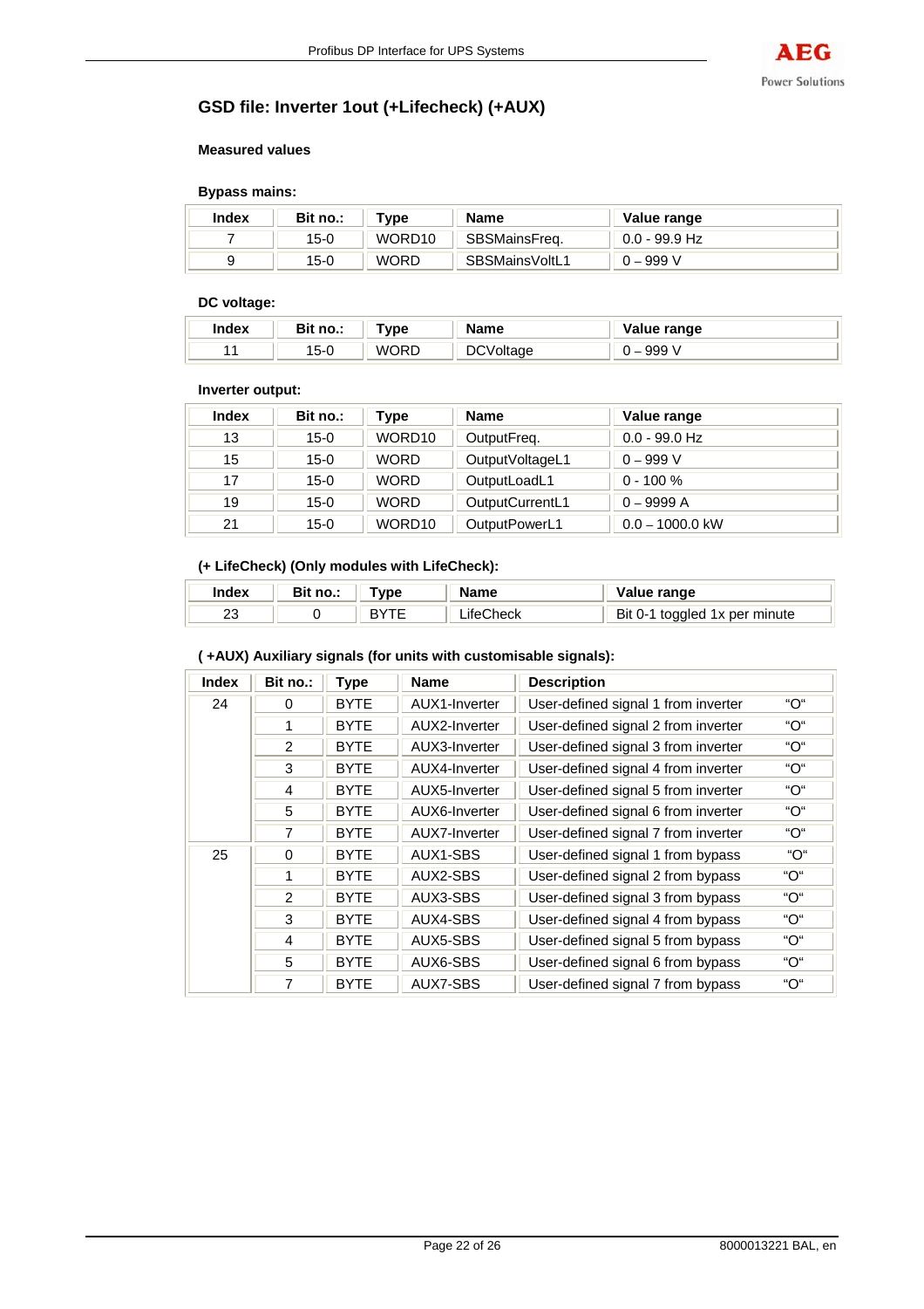## GSD file: Inverter 1out (+Lifecheck) (+AUX)

**Measured values**

**Bypass mains:**

| Index | Bit no.: | Type | Name | Value range |
|---|---|---|---|---|
| 7 | 15-0 | WORD10 | SBSMainsFreq. | 0.0 - 99.9 Hz |
| 9 | 15-0 | WORD | SBSMainsVoltL1 | 0 – 999 V |

**DC voltage:**

| Index | Bit no.: | Type | Name | Value range |
|---|---|---|---|---|
| 11 | 15-0 | WORD | DCVoltage | 0 – 999 V |

**Inverter output:**

| Index | Bit no.: | Type | Name | Value range |
|---|---|---|---|---|
| 13 | 15-0 | WORD10 | OutputFreq. | 0.0 - 99.0 Hz |
| 15 | 15-0 | WORD | OutputVoltageL1 | 0 – 999 V |
| 17 | 15-0 | WORD | OutputLoadL1 | 0 - 100 % |
| 19 | 15-0 | WORD | OutputCurrentL1 | 0 – 9999 A |
| 21 | 15-0 | WORD10 | OutputPowerL1 | 0.0 – 1000.0 kW |

**(+ LifeCheck) (Only modules with LifeCheck):**

| Index | Bit no.: | Type | Name | Value range |
|---|---|---|---|---|
| 23 | 0 | BYTE | LifeCheck | Bit 0-1 toggled 1x per minute |

**( +AUX) Auxiliary signals (for units with customisable signals):**

| Index | Bit no.: | Type | Name | Description | |
|---|---|---|---|---|---|
| 24 | 0 | BYTE | AUX1-Inverter | User-defined signal 1 from inverter | "O" |
| | 1 | BYTE | AUX2-Inverter | User-defined signal 2 from inverter | "O" |
| | 2 | BYTE | AUX3-Inverter | User-defined signal 3 from inverter | "O" |
| | 3 | BYTE | AUX4-Inverter | User-defined signal 4 from inverter | "O" |
| | 4 | BYTE | AUX5-Inverter | User-defined signal 5 from inverter | "O" |
| | 5 | BYTE | AUX6-Inverter | User-defined signal 6 from inverter | "O" |
| | 7 | BYTE | AUX7-Inverter | User-defined signal 7 from inverter | "O" |
| 25 | 0 | BYTE | AUX1-SBS | User-defined signal 1 from bypass | "O" |
| | 1 | BYTE | AUX2-SBS | User-defined signal 2 from bypass | "O" |
| | 2 | BYTE | AUX3-SBS | User-defined signal 3 from bypass | "O" |
| | 3 | BYTE | AUX4-SBS | User-defined signal 4 from bypass | "O" |
| | 4 | BYTE | AUX5-SBS | User-defined signal 5 from bypass | "O" |
| | 5 | BYTE | AUX6-SBS | User-defined signal 6 from bypass | "O" |
| | 7 | BYTE | AUX7-SBS | User-defined signal 7 from bypass | "O" |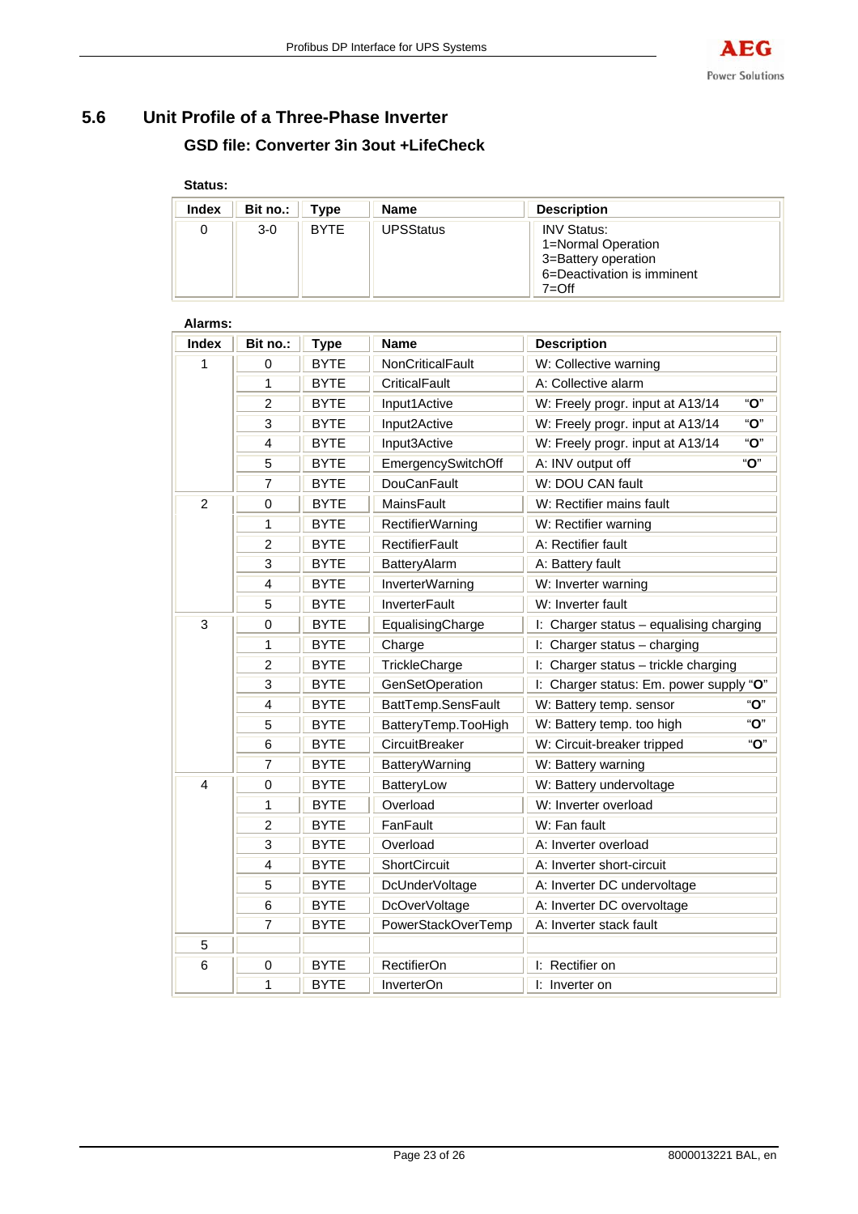## 5.6 Unit Profile of a Three-Phase Inverter

### GSD file: Converter 3in 3out +LifeCheck

**Status:**

| Index | Bit no.: | Type | Name | Description |
|---|---|---|---|---|
| 0 | 3-0 | BYTE | UPSStatus | INV Status:<br>1=Normal Operation<br>3=Battery operation<br>6=Deactivation is imminent<br>7=Off |

**Alarms:**

| Index | Bit no.: | Type | Name | Description |
|---|---|---|---|---|
| 1 | 0 | BYTE | NonCriticalFault | W: Collective warning |
| | 1 | BYTE | CriticalFault | A: Collective alarm |
| | 2 | BYTE | Input1Active | W: Freely progr. input at A13/14 "**O**" |
| | 3 | BYTE | Input2Active | W: Freely progr. input at A13/14 "**O**" |
| | 4 | BYTE | Input3Active | W: Freely progr. input at A13/14 "**O**" |
| | 5 | BYTE | EmergencySwitchOff | A: INV output off "**O**" |
| | 7 | BYTE | DouCanFault | W: DOU CAN fault |
| 2 | 0 | BYTE | MainsFault | W: Rectifier mains fault |
| | 1 | BYTE | RectifierWarning | W: Rectifier warning |
| | 2 | BYTE | RectifierFault | A: Rectifier fault |
| | 3 | BYTE | BatteryAlarm | A: Battery fault |
| | 4 | BYTE | InverterWarning | W: Inverter warning |
| | 5 | BYTE | InverterFault | W: Inverter fault |
| 3 | 0 | BYTE | EqualisingCharge | I: Charger status – equalising charging |
| | 1 | BYTE | Charge | I: Charger status – charging |
| | 2 | BYTE | TrickleCharge | I: Charger status – trickle charging |
| | 3 | BYTE | GenSetOperation | I: Charger status: Em. power supply "**O**" |
| | 4 | BYTE | BattTemp.SensFault | W: Battery temp. sensor "**O**" |
| | 5 | BYTE | BatteryTemp.TooHigh | W: Battery temp. too high "**O**" |
| | 6 | BYTE | CircuitBreaker | W: Circuit-breaker tripped "**O**" |
| | 7 | BYTE | BatteryWarning | W: Battery warning |
| 4 | 0 | BYTE | BatteryLow | W: Battery undervoltage |
| | 1 | BYTE | Overload | W: Inverter overload |
| | 2 | BYTE | FanFault | W: Fan fault |
| | 3 | BYTE | Overload | A: Inverter overload |
| | 4 | BYTE | ShortCircuit | A: Inverter short-circuit |
| | 5 | BYTE | DcUnderVoltage | A: Inverter DC undervoltage |
| | 6 | BYTE | DcOverVoltage | A: Inverter DC overvoltage |
| | 7 | BYTE | PowerStackOverTemp | A: Inverter stack fault |
| 5 | | | | |
| 6 | 0 | BYTE | RectifierOn | I: Rectifier on |
| | 1 | BYTE | InverterOn | I: Inverter on |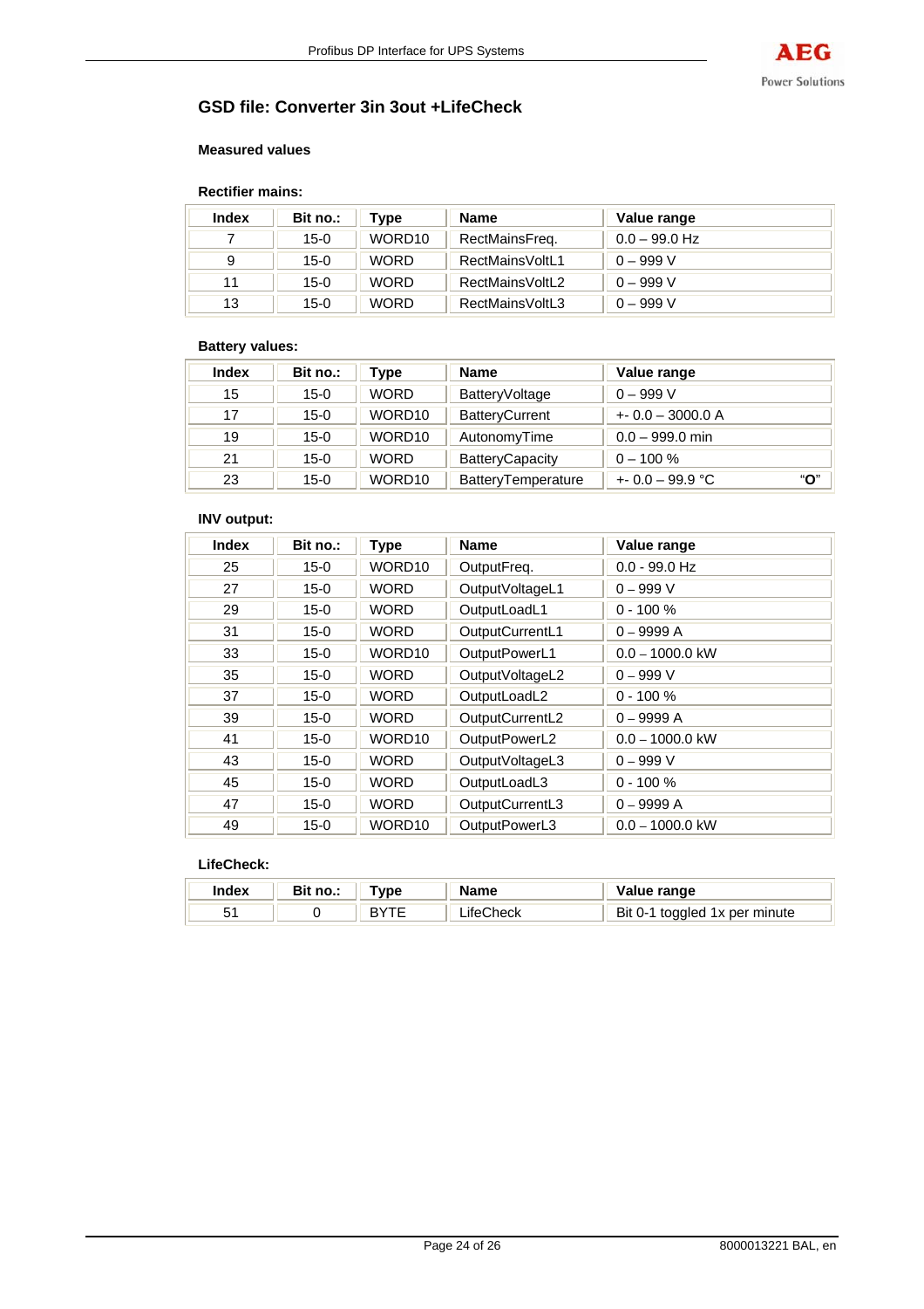## GSD file: Converter 3in 3out +LifeCheck

### Measured values

#### Rectifier mains:

| Index | Bit no.: | Type | Name | Value range |
|---|---|---|---|---|
| 7 | 15-0 | WORD10 | RectMainsFreq. | 0.0 – 99.0 Hz |
| 9 | 15-0 | WORD | RectMainsVoltL1 | 0 – 999 V |
| 11 | 15-0 | WORD | RectMainsVoltL2 | 0 – 999 V |
| 13 | 15-0 | WORD | RectMainsVoltL3 | 0 – 999 V |

#### Battery values:

| Index | Bit no.: | Type | Name | Value range |
|---|---|---|---|---|
| 15 | 15-0 | WORD | BatteryVoltage | 0 – 999 V |
| 17 | 15-0 | WORD10 | BatteryCurrent | +- 0.0 – 3000.0 A |
| 19 | 15-0 | WORD10 | AutonomyTime | 0.0 – 999.0 min |
| 21 | 15-0 | WORD | BatteryCapacity | 0 – 100 % |
| 23 | 15-0 | WORD10 | BatteryTemperature | +- 0.0 – 99.9 °C "**O**" |

#### INV output:

| Index | Bit no.: | Type | Name | Value range |
|---|---|---|---|---|
| 25 | 15-0 | WORD10 | OutputFreq. | 0.0 - 99.0 Hz |
| 27 | 15-0 | WORD | OutputVoltageL1 | 0 – 999 V |
| 29 | 15-0 | WORD | OutputLoadL1 | 0 - 100 % |
| 31 | 15-0 | WORD | OutputCurrentL1 | 0 – 9999 A |
| 33 | 15-0 | WORD10 | OutputPowerL1 | 0.0 – 1000.0 kW |
| 35 | 15-0 | WORD | OutputVoltageL2 | 0 – 999 V |
| 37 | 15-0 | WORD | OutputLoadL2 | 0 - 100 % |
| 39 | 15-0 | WORD | OutputCurrentL2 | 0 – 9999 A |
| 41 | 15-0 | WORD10 | OutputPowerL2 | 0.0 – 1000.0 kW |
| 43 | 15-0 | WORD | OutputVoltageL3 | 0 – 999 V |
| 45 | 15-0 | WORD | OutputLoadL3 | 0 - 100 % |
| 47 | 15-0 | WORD | OutputCurrentL3 | 0 – 9999 A |
| 49 | 15-0 | WORD10 | OutputPowerL3 | 0.0 – 1000.0 kW |

#### LifeCheck:

| Index | Bit no.: | Type | Name | Value range |
|---|---|---|---|---|
| 51 | 0 | BYTE | LifeCheck | Bit 0-1 toggled 1x per minute |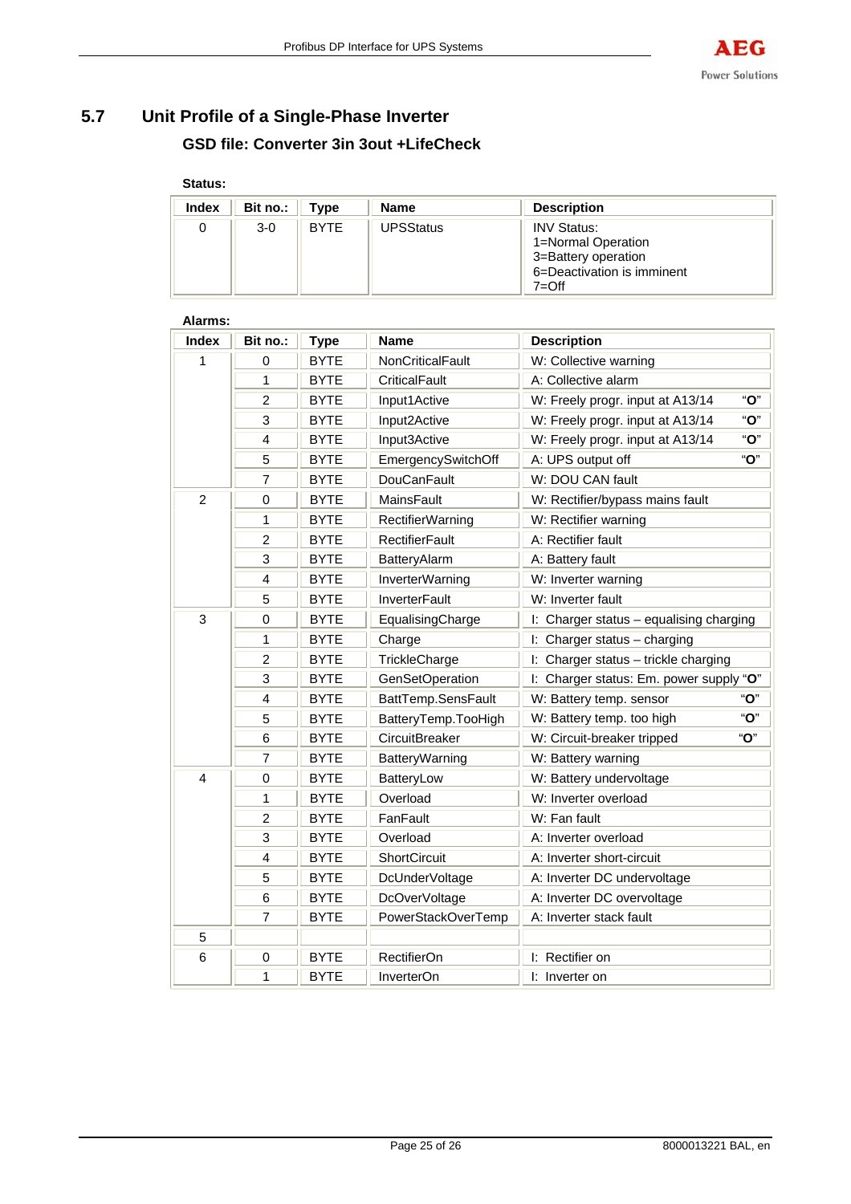## 5.7 Unit Profile of a Single-Phase Inverter

### GSD file: Converter 3in 3out +LifeCheck

**Status:**

| Index | Bit no.: | Type | Name | Description |
|---|---|---|---|---|
| 0 | 3-0 | BYTE | UPSStatus | INV Status:<br>1=Normal Operation<br>3=Battery operation<br>6=Deactivation is imminent<br>7=Off |

**Alarms:**

| Index | Bit no.: | Type | Name | Description |
|---|---|---|---|---|
| 1 | 0 | BYTE | NonCriticalFault | W: Collective warning |
| | 1 | BYTE | CriticalFault | A: Collective alarm |
| | 2 | BYTE | Input1Active | W: Freely progr. input at A13/14 "**O**" |
| | 3 | BYTE | Input2Active | W: Freely progr. input at A13/14 "**O**" |
| | 4 | BYTE | Input3Active | W: Freely progr. input at A13/14 "**O**" |
| | 5 | BYTE | EmergencySwitchOff | A: UPS output off "**O**" |
| | 7 | BYTE | DouCanFault | W: DOU CAN fault |
| 2 | 0 | BYTE | MainsFault | W: Rectifier/bypass mains fault |
| | 1 | BYTE | RectifierWarning | W: Rectifier warning |
| | 2 | BYTE | RectifierFault | A: Rectifier fault |
| | 3 | BYTE | BatteryAlarm | A: Battery fault |
| | 4 | BYTE | InverterWarning | W: Inverter warning |
| | 5 | BYTE | InverterFault | W: Inverter fault |
| 3 | 0 | BYTE | EqualisingCharge | I: Charger status – equalising charging |
| | 1 | BYTE | Charge | I: Charger status – charging |
| | 2 | BYTE | TrickleCharge | I: Charger status – trickle charging |
| | 3 | BYTE | GenSetOperation | I: Charger status: Em. power supply "**O**" |
| | 4 | BYTE | BattTemp.SensFault | W: Battery temp. sensor "**O**" |
| | 5 | BYTE | BatteryTemp.TooHigh | W: Battery temp. too high "**O**" |
| | 6 | BYTE | CircuitBreaker | W: Circuit-breaker tripped "**O**" |
| | 7 | BYTE | BatteryWarning | W: Battery warning |
| 4 | 0 | BYTE | BatteryLow | W: Battery undervoltage |
| | 1 | BYTE | Overload | W: Inverter overload |
| | 2 | BYTE | FanFault | W: Fan fault |
| | 3 | BYTE | Overload | A: Inverter overload |
| | 4 | BYTE | ShortCircuit | A: Inverter short-circuit |
| | 5 | BYTE | DcUnderVoltage | A: Inverter DC undervoltage |
| | 6 | BYTE | DcOverVoltage | A: Inverter DC overvoltage |
| | 7 | BYTE | PowerStackOverTemp | A: Inverter stack fault |
| 5 | | | | |
| 6 | 0 | BYTE | RectifierOn | I: Rectifier on |
| | 1 | BYTE | InverterOn | I: Inverter on |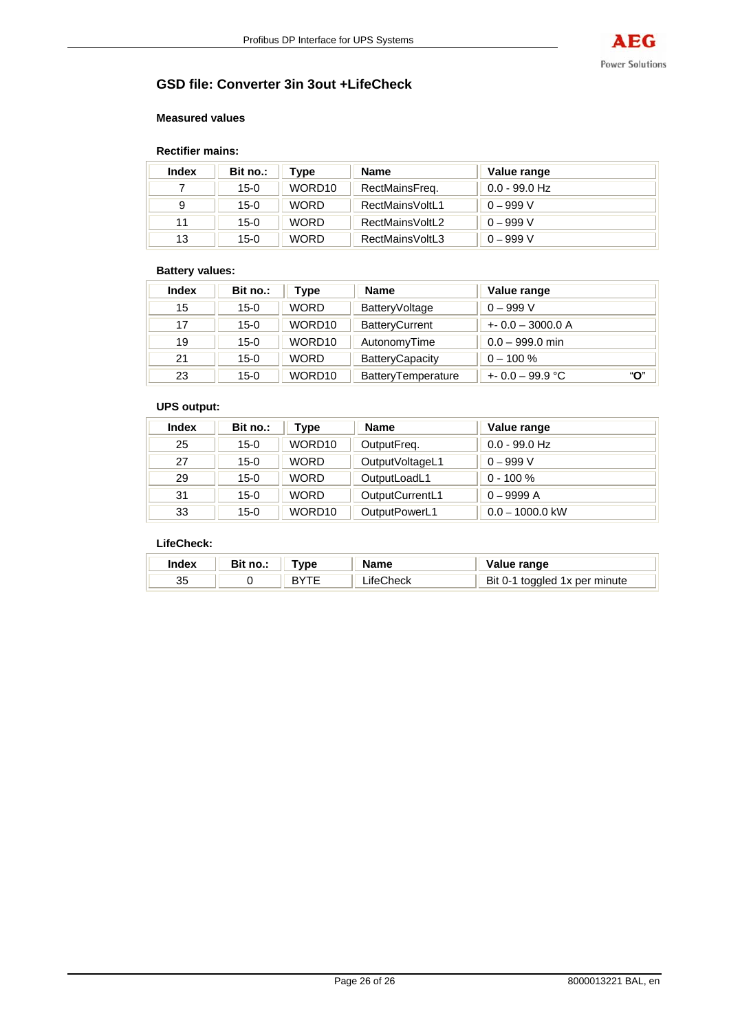# GSD file: Converter 3in 3out +LifeCheck

## Measured values

### Rectifier mains:

| Index | Bit no.: | Type | Name | Value range |
|---|---|---|---|---|
| 7 | 15-0 | WORD10 | RectMainsFreq. | 0.0 - 99.0 Hz |
| 9 | 15-0 | WORD | RectMainsVoltL1 | 0 – 999 V |
| 11 | 15-0 | WORD | RectMainsVoltL2 | 0 – 999 V |
| 13 | 15-0 | WORD | RectMainsVoltL3 | 0 – 999 V |

### Battery values:

| Index | Bit no.: | Type | Name | Value range |
|---|---|---|---|---|
| 15 | 15-0 | WORD | BatteryVoltage | 0 – 999 V |
| 17 | 15-0 | WORD10 | BatteryCurrent | +- 0.0 – 3000.0 A |
| 19 | 15-0 | WORD10 | AutonomyTime | 0.0 – 999.0 min |
| 21 | 15-0 | WORD | BatteryCapacity | 0 – 100 % |
| 23 | 15-0 | WORD10 | BatteryTemperature | +- 0.0 – 99.9 °C "**O**" |

### UPS output:

| Index | Bit no.: | Type | Name | Value range |
|---|---|---|---|---|
| 25 | 15-0 | WORD10 | OutputFreq. | 0.0 - 99.0 Hz |
| 27 | 15-0 | WORD | OutputVoltageL1 | 0 – 999 V |
| 29 | 15-0 | WORD | OutputLoadL1 | 0 - 100 % |
| 31 | 15-0 | WORD | OutputCurrentL1 | 0 – 9999 A |
| 33 | 15-0 | WORD10 | OutputPowerL1 | 0.0 – 1000.0 kW |

### LifeCheck:

| Index | Bit no.: | Type | Name | Value range |
|---|---|---|---|---|
| 35 | 0 | BYTE | LifeCheck | Bit 0-1 toggled 1x per minute |